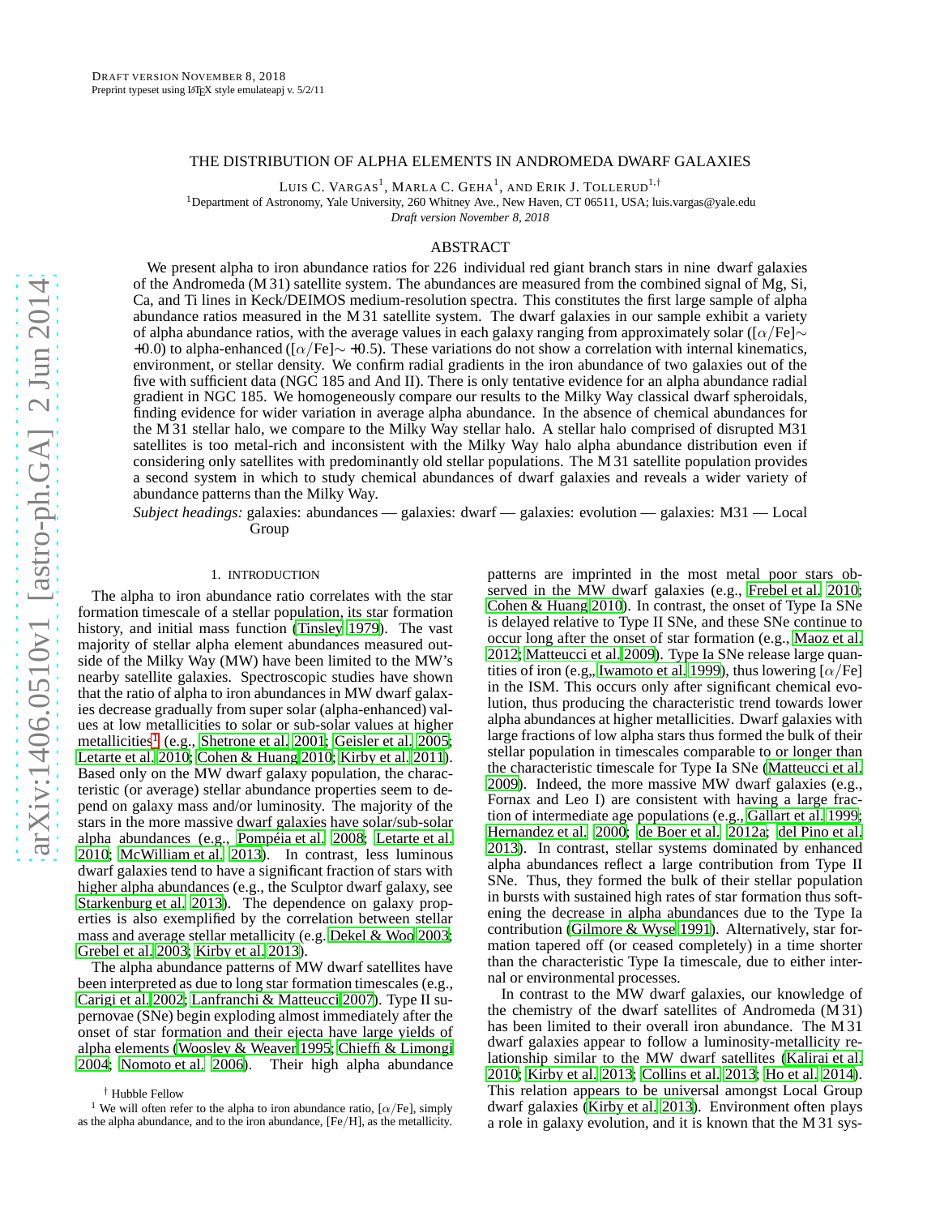DRAFT VERSION NOVEMBER 8, 2018
Preprint typeset using LaTeX style emulateapj v. 5/2/11

# THE DISTRIBUTION OF ALPHA ELEMENTS IN ANDROMEDA DWARF GALAXIES

LUIS C. VARGAS[1], MARLA C. GEHA[1], AND ERIK J. TOLLERUD[1,†]

[1]Department of Astronomy, Yale University, 260 Whitney Ave., New Haven, CT 06511, USA; luis.vargas@yale.edu

*Draft version November 8, 2018*

## ABSTRACT

We present alpha to iron abundance ratios for 226 individual red giant branch stars in nine dwarf galaxies of the Andromeda (M 31) satellite system. The abundances are measured from the combined signal of Mg, Si, Ca, and Ti lines in Keck/DEIMOS medium-resolution spectra. This constitutes the first large sample of alpha abundance ratios measured in the M 31 satellite system. The dwarf galaxies in our sample exhibit a variety of alpha abundance ratios, with the average values in each galaxy ranging from approximately solar ([$\alpha$/Fe]$\sim$ +0.0) to alpha-enhanced ([$\alpha$/Fe]$\sim$ +0.5). These variations do not show a correlation with internal kinematics, environment, or stellar density. We confirm radial gradients in the iron abundance of two galaxies out of the five with sufficient data (NGC 185 and And II). There is only tentative evidence for an alpha abundance radial gradient in NGC 185. We homogeneously compare our results to the Milky Way classical dwarf spheroidals, finding evidence for wider variation in average alpha abundance. In the absence of chemical abundances for the M 31 stellar halo, we compare to the Milky Way stellar halo. A stellar halo comprised of disrupted M31 satellites is too metal-rich and inconsistent with the Milky Way halo alpha abundance distribution even if considering only satellites with predominantly old stellar populations. The M 31 satellite population provides a second system in which to study chemical abundances of dwarf galaxies and reveals a wider variety of abundance patterns than the Milky Way.

*Subject headings:* galaxies: abundances — galaxies: dwarf — galaxies: evolution — galaxies: M31 — Local Group

## 1. INTRODUCTION

The alpha to iron abundance ratio correlates with the star formation timescale of a stellar population, its star formation history, and initial mass function (Tinsley 1979). The vast majority of stellar alpha element abundances measured outside of the Milky Way (MW) have been limited to the MW's nearby satellite galaxies. Spectroscopic studies have shown that the ratio of alpha to iron abundances in MW dwarf galaxies decrease gradually from super solar (alpha-enhanced) values at low metallicities to solar or sub-solar values at higher metallicities[1] (e.g., Shetrone et al. 2001; Geisler et al. 2005; Letarte et al. 2010; Cohen & Huang 2010; Kirby et al. 2011). Based only on the MW dwarf galaxy population, the characteristic (or average) stellar abundance properties seem to depend on galaxy mass and/or luminosity. The majority of the stars in the more massive dwarf galaxies have solar/sub-solar alpha abundances (e.g., Pompéia et al. 2008; Letarte et al. 2010; McWilliam et al. 2013). In contrast, less luminous dwarf galaxies tend to have a significant fraction of stars with higher alpha abundances (e.g., the Sculptor dwarf galaxy, see Starkenburg et al. 2013). The dependence on galaxy properties is also exemplified by the correlation between stellar mass and average stellar metallicity (e.g. Dekel & Woo 2003; Grebel et al. 2003; Kirby et al. 2013).

The alpha abundance patterns of MW dwarf satellites have been interpreted as due to long star formation timescales (e.g., Carigi et al. 2002; Lanfranchi & Matteucci 2007). Type II supernovae (SNe) begin exploding almost immediately after the onset of star formation and their ejecta have large yields of alpha elements (Woosley & Weaver 1995; Chieffi & Limongi 2004; Nomoto et al. 2006). Their high alpha abundance patterns are imprinted in the most metal poor stars observed in the MW dwarf galaxies (e.g., Frebel et al. 2010; Cohen & Huang 2010). In contrast, the onset of Type Ia SNe is delayed relative to Type II SNe, and these SNe continue to occur long after the onset of star formation (e.g., Maoz et al. 2012; Matteucci et al. 2009). Type Ia SNe release large quantities of iron (e.g., Iwamoto et al. 1999), thus lowering [$\alpha$/Fe] in the ISM. This occurs only after significant chemical evolution, thus producing the characteristic trend towards lower alpha abundances at higher metallicities. Dwarf galaxies with large fractions of low alpha stars thus formed the bulk of their stellar population in timescales comparable to or longer than the characteristic timescale for Type Ia SNe (Matteucci et al. 2009). Indeed, the more massive MW dwarf galaxies (e.g., Fornax and Leo I) are consistent with having a large fraction of intermediate age populations (e.g., Gallart et al. 1999; Hernandez et al. 2000; de Boer et al. 2012a; del Pino et al. 2013). In contrast, stellar systems dominated by enhanced alpha abundances reflect a large contribution from Type II SNe. Thus, they formed the bulk of their stellar population in bursts with sustained high rates of star formation thus softening the decrease in alpha abundances due to the Type Ia contribution (Gilmore & Wyse 1991). Alternatively, star formation tapered off (or ceased completely) in a time shorter than the characteristic Type Ia timescale, due to either internal or environmental processes.

In contrast to the MW dwarf galaxies, our knowledge of the chemistry of the dwarf satellites of Andromeda (M 31) has been limited to their overall iron abundance. The M 31 dwarf galaxies appear to follow a luminosity-metallicity relationship similar to the MW dwarf satellites (Kalirai et al. 2010; Kirby et al. 2013; Collins et al. 2013; Ho et al. 2014). This relation appears to be universal amongst Local Group dwarf galaxies (Kirby et al. 2013). Environment often plays a role in galaxy evolution, and it is known that the M 31 sys-

† Hubble Fellow

[1] We will often refer to the alpha to iron abundance ratio, [$\alpha$/Fe], simply as the alpha abundance, and to the iron abundance, [Fe/H], as the metallicity.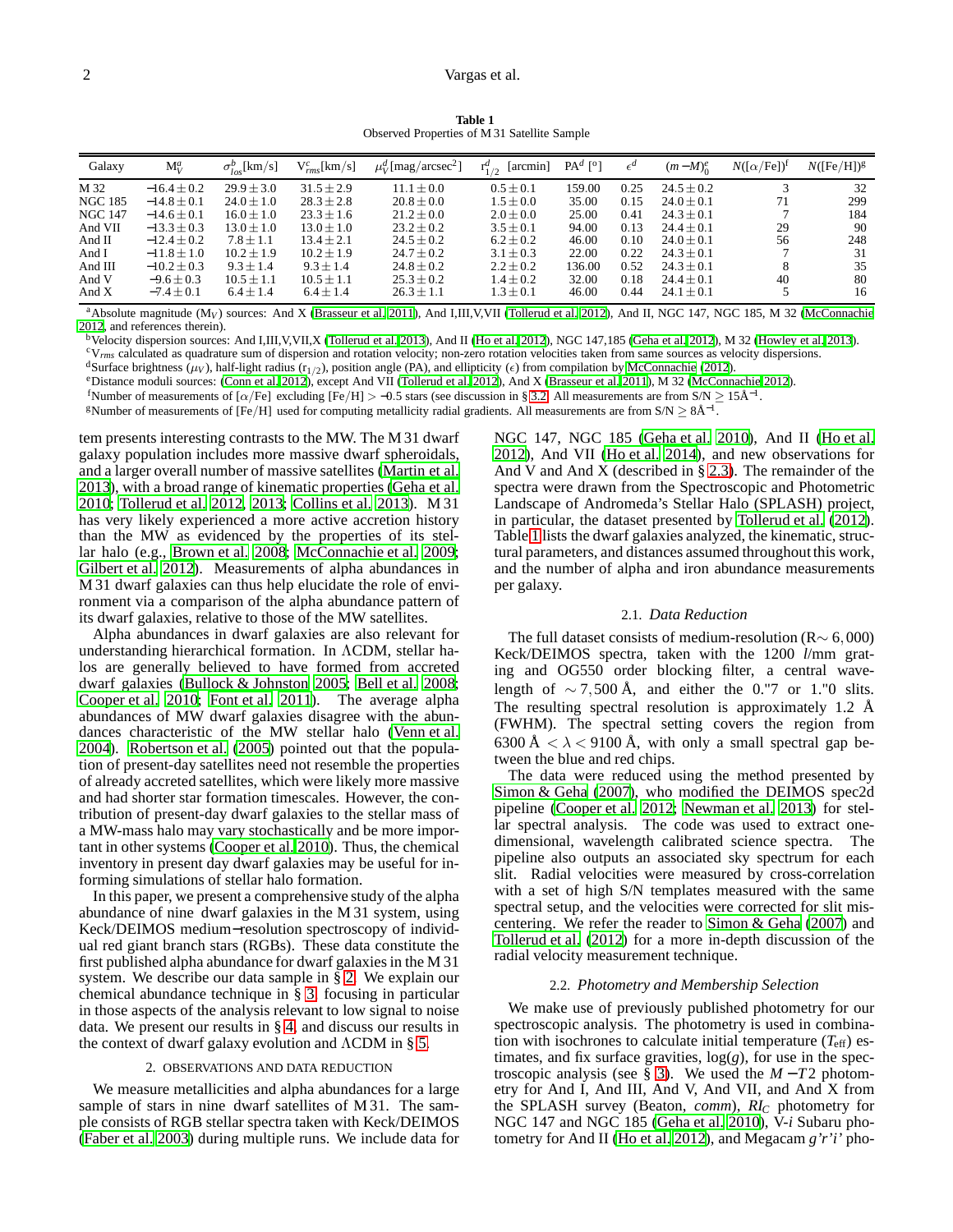**Table 1**
Observed Properties of M 31 Satellite Sample

| Galaxy | $M_V^a$ | $\sigma_{los}^b$[km/s] | $V_{rms}^c$[km/s] | $\mu_V^d$[mag/arcsec$^2$] | $r_{1/2}^d$ [arcmin] | PA$^d$ [°] | $\epsilon^d$ | $(m-M)_0^e$ | $N([\alpha/\mathrm{Fe}])^f$ | $N([\mathrm{Fe/H}])^g$ |
|---|---|---|---|---|---|---|---|---|---|---|
| M 32 | $-16.4 \pm 0.2$ | $29.9 \pm 3.0$ | $31.5 \pm 2.9$ | $11.1 \pm 0.0$ | $0.5 \pm 0.1$ | 159.00 | 0.25 | $24.5 \pm 0.2$ | 3 | 32 |
| NGC 185 | $-14.8 \pm 0.1$ | $24.0 \pm 1.0$ | $28.3 \pm 2.8$ | $20.8 \pm 0.0$ | $1.5 \pm 0.0$ | 35.00 | 0.15 | $24.0 \pm 0.1$ | 71 | 299 |
| NGC 147 | $-14.6 \pm 0.1$ | $16.0 \pm 1.0$ | $23.3 \pm 1.6$ | $21.2 \pm 0.0$ | $2.0 \pm 0.0$ | 25.00 | 0.41 | $24.3 \pm 0.1$ | 7 | 184 |
| And VII | $-13.3 \pm 0.3$ | $13.0 \pm 1.0$ | $13.0 \pm 1.0$ | $23.2 \pm 0.2$ | $3.5 \pm 0.1$ | 94.00 | 0.13 | $24.4 \pm 0.1$ | 29 | 90 |
| And II | $-12.4 \pm 0.2$ | $7.8 \pm 1.1$ | $13.4 \pm 2.1$ | $24.5 \pm 0.2$ | $6.2 \pm 0.2$ | 46.00 | 0.10 | $24.0 \pm 0.1$ | 56 | 248 |
| And I | $-11.8 \pm 1.0$ | $10.2 \pm 1.9$ | $10.2 \pm 1.9$ | $24.7 \pm 0.2$ | $3.1 \pm 0.3$ | 22.00 | 0.22 | $24.3 \pm 0.1$ | 7 | 31 |
| And III | $-10.2 \pm 0.3$ | $9.3 \pm 1.4$ | $9.3 \pm 1.4$ | $24.8 \pm 0.2$ | $2.2 \pm 0.2$ | 136.00 | 0.52 | $24.3 \pm 0.1$ | 8 | 35 |
| And V | $-9.6 \pm 0.3$ | $10.5 \pm 1.1$ | $10.5 \pm 1.1$ | $25.3 \pm 0.2$ | $1.4 \pm 0.2$ | 32.00 | 0.18 | $24.4 \pm 0.1$ | 40 | 80 |
| And X | $-7.4 \pm 0.1$ | $6.4 \pm 1.4$ | $6.4 \pm 1.4$ | $26.3 \pm 1.1$ | $1.3 \pm 0.1$ | 46.00 | 0.44 | $24.1 \pm 0.1$ | 5 | 16 |

[a]Absolute magnitude ($M_V$) sources: And X (Brasseur et al. 2011), And I,III,V,VII (Tollerud et al. 2012), And II, NGC 147, NGC 185, M 32 (McConnachie 2012, and references therein).
[b]Velocity dispersion sources: And I,III,V,VII,X (Tollerud et al. 2013), And II (Ho et al. 2012), NGC 147,185 (Geha et al. 2012), M 32 (Howley et al. 2013).
[c]$V_{rms}$ calculated as quadrature sum of dispersion and rotation velocity; non-zero rotation velocities taken from same sources as velocity dispersions.
[d]Surface brightness ($\mu_V$), half-light radius ($r_{1/2}$), position angle (PA), and ellipticity ($\epsilon$) from compilation by McConnachie (2012).
[e]Distance moduli sources: (Conn et al. 2012), except And VII (Tollerud et al. 2012), And X (Brasseur et al. 2011), M 32 (McConnachie 2012).
[f]Number of measurements of [$\alpha$/Fe] excluding [Fe/H] $> -0.5$ stars (see discussion in § 3.2. All measurements are from S/N $\geq 15$Å$^{-1}$.
[g]Number of measurements of [Fe/H] used for computing metallicity radial gradients. All measurements are from S/N $\geq 8$Å$^{-1}$.

tem presents interesting contrasts to the MW. The M 31 dwarf galaxy population includes more massive dwarf spheroidals, and a larger overall number of massive satellites (Martin et al. 2013), with a broad range of kinematic properties (Geha et al. 2010; Tollerud et al. 2012, 2013; Collins et al. 2013). M 31 has very likely experienced a more active accretion history than the MW as evidenced by the properties of its stellar halo (e.g., Brown et al. 2008; McConnachie et al. 2009; Gilbert et al. 2012). Measurements of alpha abundances in M 31 dwarf galaxies can thus help elucidate the role of environment via a comparison of the alpha abundance pattern of its dwarf galaxies, relative to those of the MW satellites.

Alpha abundances in dwarf galaxies are also relevant for understanding hierarchical formation. In ΛCDM, stellar halos are generally believed to have formed from accreted dwarf galaxies (Bullock & Johnston 2005; Bell et al. 2008; Cooper et al. 2010; Font et al. 2011). The average alpha abundances of MW dwarf galaxies disagree with the abundances characteristic of the MW stellar halo (Venn et al. 2004). Robertson et al. (2005) pointed out that the population of present-day satellites need not resemble the properties of already accreted satellites, which were likely more massive and had shorter star formation timescales. However, the contribution of present-day dwarf galaxies to the stellar mass of a MW-mass halo may vary stochastically and be more important in other systems (Cooper et al. 2010). Thus, the chemical inventory in present day dwarf galaxies may be useful for informing simulations of stellar halo formation.

In this paper, we present a comprehensive study of the alpha abundance of nine dwarf galaxies in the M 31 system, using Keck/DEIMOS medium−resolution spectroscopy of individual red giant branch stars (RGBs). These data constitute the first published alpha abundance for dwarf galaxies in the M 31 system. We describe our data sample in § 2. We explain our chemical abundance technique in § 3, focusing in particular in those aspects of the analysis relevant to low signal to noise data. We present our results in § 4, and discuss our results in the context of dwarf galaxy evolution and ΛCDM in § 5.

## 2. OBSERVATIONS AND DATA REDUCTION

We measure metallicities and alpha abundances for a large sample of stars in nine dwarf satellites of M 31. The sample consists of RGB stellar spectra taken with Keck/DEIMOS (Faber et al. 2003) during multiple runs. We include data for NGC 147, NGC 185 (Geha et al. 2010), And II (Ho et al. 2012), And VII (Ho et al. 2014), and new observations for And V and And X (described in § 2.3). The remainder of the spectra were drawn from the Spectroscopic and Photometric Landscape of Andromeda's Stellar Halo (SPLASH) project, in particular, the dataset presented by Tollerud et al. (2012). Table 1 lists the dwarf galaxies analyzed, the kinematic, structural parameters, and distances assumed throughout this work, and the number of alpha and iron abundance measurements per galaxy.

### 2.1. *Data Reduction*

The full dataset consists of medium-resolution (R$\sim 6,000$) Keck/DEIMOS spectra, taken with the 1200 *l*/mm grating and OG550 order blocking filter, a central wavelength of $\sim 7,500$ Å, and either the 0."7 or 1."0 slits. The resulting spectral resolution is approximately 1.2 Å (FWHM). The spectral setting covers the region from 6300 Å $< \lambda <$ 9100 Å, with only a small spectral gap between the blue and red chips.

The data were reduced using the method presented by Simon & Geha (2007), who modified the DEIMOS spec2d pipeline (Cooper et al. 2012; Newman et al. 2013) for stellar spectral analysis. The code was used to extract one-dimensional, wavelength calibrated science spectra. The pipeline also outputs an associated sky spectrum for each slit. Radial velocities were measured by cross-correlation with a set of high S/N templates measured with the same spectral setup, and the velocities were corrected for slit miscentering. We refer the reader to Simon & Geha (2007) and Tollerud et al. (2012) for a more in-depth discussion of the radial velocity measurement technique.

### 2.2. *Photometry and Membership Selection*

We make use of previously published photometry for our spectroscopic analysis. The photometry is used in combination with isochrones to calculate initial temperature ($T_{\rm eff}$) estimates, and fix surface gravities, log($g$), for use in the spectroscopic analysis (see § 3). We used the $M-T2$ photometry for And I, And III, And V, And VII, and And X from the SPLASH survey (Beaton, *comm*), $RI_C$ photometry for NGC 147 and NGC 185 (Geha et al. 2010), V-*i* Subaru photometry for And II (Ho et al. 2012), and Megacam *g'r'i'* pho-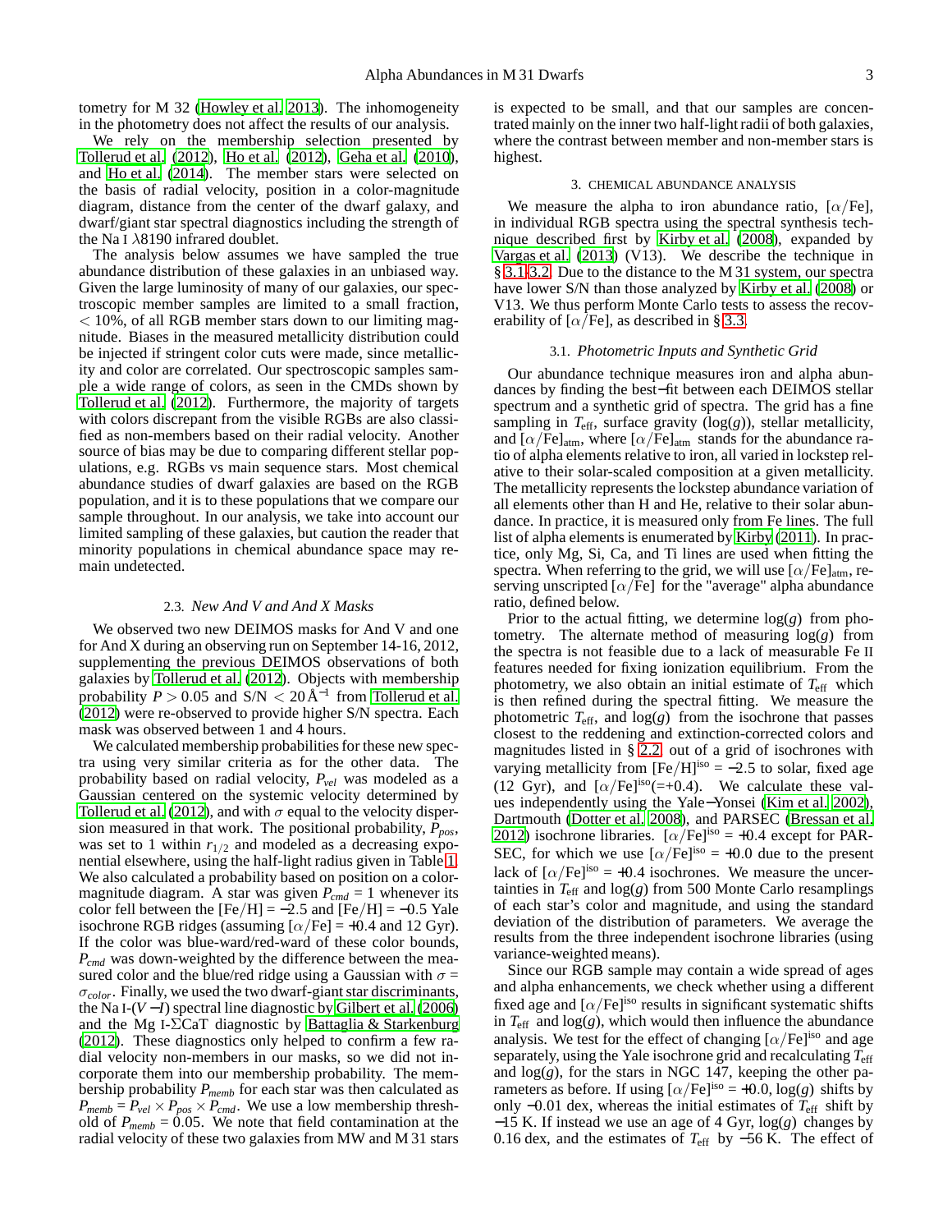tometry for M 32 (Howley et al. 2013). The inhomogeneity in the photometry does not affect the results of our analysis.

We rely on the membership selection presented by Tollerud et al. (2012), Ho et al. (2012), Geha et al. (2010), and Ho et al. (2014). The member stars were selected on the basis of radial velocity, position in a color-magnitude diagram, distance from the center of the dwarf galaxy, and dwarf/giant star spectral diagnostics including the strength of the Na I $\lambda$8190 infrared doublet.

The analysis below assumes we have sampled the true abundance distribution of these galaxies in an unbiased way. Given the large luminosity of many of our galaxies, our spectroscopic member samples are limited to a small fraction, $< 10\%$, of all RGB member stars down to our limiting magnitude. Biases in the measured metallicity distribution could be injected if stringent color cuts were made, since metallicity and color are correlated. Our spectroscopic samples sample a wide range of colors, as seen in the CMDs shown by Tollerud et al. (2012). Furthermore, the majority of targets with colors discrepant from the visible RGBs are also classified as non-members based on their radial velocity. Another source of bias may be due to comparing different stellar populations, e.g. RGBs vs main sequence stars. Most chemical abundance studies of dwarf galaxies are based on the RGB population, and it is to these populations that we compare our sample throughout. In our analysis, we take into account our limited sampling of these galaxies, but caution the reader that minority populations in chemical abundance space may remain undetected.

### 2.3. *New And V and And X Masks*

We observed two new DEIMOS masks for And V and one for And X during an observing run on September 14-16, 2012, supplementing the previous DEIMOS observations of both galaxies by Tollerud et al. (2012). Objects with membership probability $P > 0.05$ and S/N $< 20\,\text{Å}^{-1}$ from Tollerud et al. (2012) were re-observed to provide higher S/N spectra. Each mask was observed between 1 and 4 hours.

We calculated membership probabilities for these new spectra using very similar criteria as for the other data. The probability based on radial velocity, $P_{vel}$ was modeled as a Gaussian centered on the systemic velocity determined by Tollerud et al. (2012), and with $\sigma$ equal to the velocity dispersion measured in that work. The positional probability, $P_{pos}$, was set to 1 within $r_{1/2}$ and modeled as a decreasing exponential elsewhere, using the half-light radius given in Table 1. We also calculated a probability based on position on a color-magnitude diagram. A star was given $P_{cmd} = 1$ whenever its color fell between the [Fe/H] = −2.5 and [Fe/H] = −0.5 Yale isochrone RGB ridges (assuming $[\alpha/\text{Fe}] = +0.4$ and 12 Gyr). If the color was blue-ward/red-ward of these color bounds, $P_{cmd}$ was down-weighted by the difference between the measured color and the blue/red ridge using a Gaussian with $\sigma = \sigma_{color}$. Finally, we used the two dwarf-giant star discriminants, the Na I-$(V-I)$ spectral line diagnostic by Gilbert et al. (2006) and the Mg I-$\Sigma$CaT diagnostic by Battaglia & Starkenburg (2012). These diagnostics only helped to confirm a few radial velocity non-members in our masks, so we did not incorporate them into our membership probability. The membership probability $P_{memb}$ for each star was then calculated as $P_{memb} = P_{vel} \times P_{pos} \times P_{cmd}$. We use a low membership threshold of $P_{memb} = 0.05$. We note that field contamination at the radial velocity of these two galaxies from MW and M 31 stars is expected to be small, and that our samples are concentrated mainly on the inner two half-light radii of both galaxies, where the contrast between member and non-member stars is highest.

## 3. CHEMICAL ABUNDANCE ANALYSIS

We measure the alpha to iron abundance ratio, $[\alpha/\text{Fe}]$, in individual RGB spectra using the spectral synthesis technique described first by Kirby et al. (2008), expanded by Vargas et al. (2013) (V13). We describe the technique in § 3.1-3.2. Due to the distance to the M 31 system, our spectra have lower S/N than those analyzed by Kirby et al. (2008) or V13. We thus perform Monte Carlo tests to assess the recoverability of $[\alpha/\text{Fe}]$, as described in § 3.3.

### 3.1. *Photometric Inputs and Synthetic Grid*

Our abundance technique measures iron and alpha abundances by finding the best−fit between each DEIMOS stellar spectrum and a synthetic grid of spectra. The grid has a fine sampling in $T_{\text{eff}}$, surface gravity ($\log(g)$), stellar metallicity, and $[\alpha/\text{Fe}]_{\text{atm}}$, where $[\alpha/\text{Fe}]_{\text{atm}}$ stands for the abundance ratio of alpha elements relative to iron, all varied in lockstep relative to their solar-scaled composition at a given metallicity. The metallicity represents the lockstep abundance variation of all elements other than H and He, relative to their solar abundance. In practice, it is measured only from Fe lines. The full list of alpha elements is enumerated by Kirby (2011). In practice, only Mg, Si, Ca, and Ti lines are used when fitting the spectra. When referring to the grid, we will use $[\alpha/\text{Fe}]_{\text{atm}}$, reserving unscripted $[\alpha/\text{Fe}]$ for the "average" alpha abundance ratio, defined below.

Prior to the actual fitting, we determine $\log(g)$ from photometry. The alternate method of measuring $\log(g)$ from the spectra is not feasible due to a lack of measurable Fe II features needed for fixing ionization equilibrium. From the photometry, we also obtain an initial estimate of $T_{\text{eff}}$ which is then refined during the spectral fitting. We measure the photometric $T_{\text{eff}}$, and $\log(g)$ from the isochrone that passes closest to the reddening and extinction-corrected colors and magnitudes listed in § 2.2, out of a grid of isochrones with varying metallicity from $[\text{Fe/H}]^{\text{iso}} = -2.5$ to solar, fixed age (12 Gyr), and $[\alpha/\text{Fe}]^{\text{iso}}(=+0.4)$. We calculate these values independently using the Yale−Yonsei (Kim et al. 2002), Dartmouth (Dotter et al. 2008), and PARSEC (Bressan et al. 2012) isochrone libraries. $[\alpha/\text{Fe}]^{\text{iso}} = +0.4$ except for PARSEC, for which we use $[\alpha/\text{Fe}]^{\text{iso}} = +0.0$ due to the present lack of $[\alpha/\text{Fe}]^{\text{iso}} = +0.4$ isochrones. We measure the uncertainties in $T_{\text{eff}}$ and $\log(g)$ from 500 Monte Carlo resamplings of each star's color and magnitude, and using the standard deviation of the distribution of parameters. We average the results from the three independent isochrone libraries (using variance-weighted means).

Since our RGB sample may contain a wide spread of ages and alpha enhancements, we check whether using a different fixed age and $[\alpha/\text{Fe}]^{\text{iso}}$ results in significant systematic shifts in $T_{\text{eff}}$ and $\log(g)$, which would then influence the abundance analysis. We test for the effect of changing $[\alpha/\text{Fe}]^{\text{iso}}$ and age separately, using the Yale isochrone grid and recalculating $T_{\text{eff}}$ and $\log(g)$, for the stars in NGC 147, keeping the other parameters as before. If using $[\alpha/\text{Fe}]^{\text{iso}} = +0.0$, $\log(g)$ shift by only −0.01 dex, whereas the initial estimates of $T_{\text{eff}}$ shift by −15 K. If instead we use an age of 4 Gyr, $\log(g)$ changes by 0.16 dex, and the estimates of $T_{\text{eff}}$ by −56 K. The effect of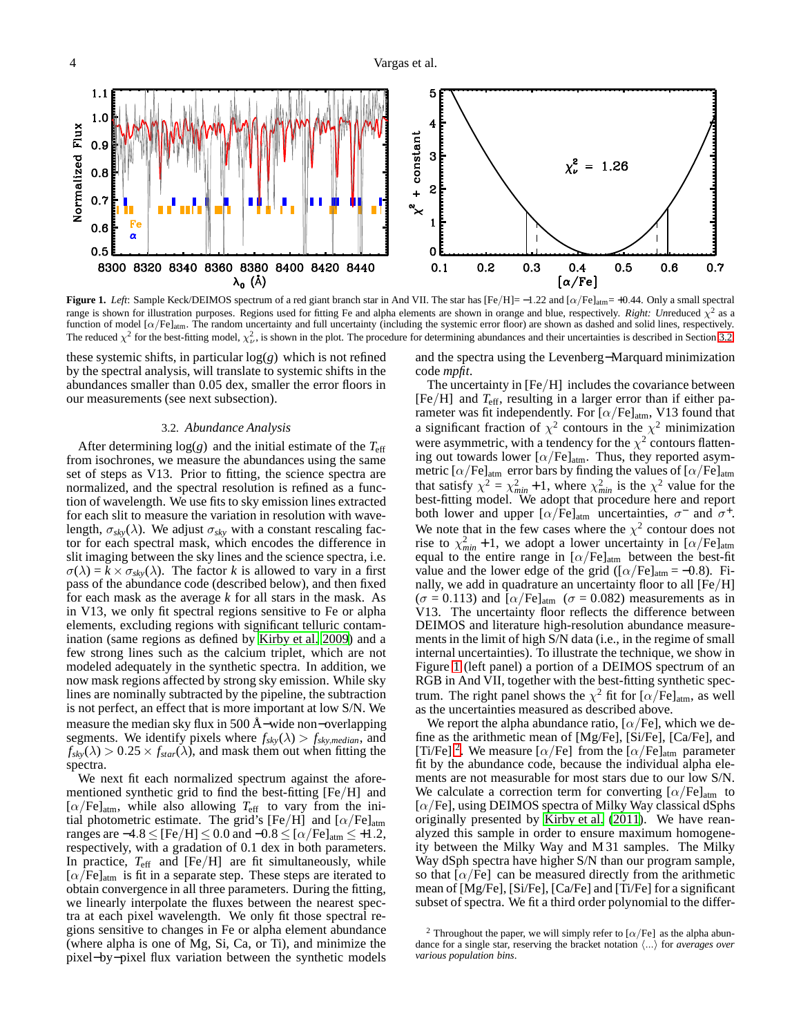**Figure 1.** *Left*: Sample Keck/DEIMOS spectrum of a red giant branch star in And VII. The star has [Fe/H]= −1.22 and $[\alpha/\mathrm{Fe}]_{\mathrm{atm}}$= +0.44. Only a small spectral range is shown for illustration purposes. Regions used for fitting Fe and alpha elements are shown in orange and blue, respectively. *Right: Unreduced* $\chi^2$ as a function of model $[\alpha/\mathrm{Fe}]_{\mathrm{atm}}$. The random uncertainty and full uncertainty (including the systemic error floor) are shown as dashed and solid lines, respectively. The reduced $\chi^2$ for the best-fitting model, $\chi^2_\nu$, is shown in the plot. The procedure for determining abundances and their uncertainties is described in Section 3.2.

these systemic shifts, in particular log($g$) which is not refined by the spectral analysis, will translate to systemic shifts in the abundances smaller than 0.05 dex, smaller the error floors in our measurements (see next subsection).

### 3.2. *Abundance Analysis*

After determining log($g$) and the initial estimate of the $T_{\mathrm{eff}}$ from isochrones, we measure the abundances using the same set of steps as V13. Prior to fitting, the science spectra are normalized, and the spectral resolution is refined as a function of wavelength. We use fits to sky emission lines extracted for each slit to measure the variation in resolution with wavelength, $\sigma_{sky}(\lambda)$. We adjust $\sigma_{sky}$ with a constant rescaling factor for each spectral mask, which encodes the difference in slit imaging between the sky lines and the science spectra, i.e. $\sigma(\lambda) = k \times \sigma_{sky}(\lambda)$. The factor $k$ is allowed to vary in a first pass of the abundance code (described below), and then fixed for each mask as the average $k$ for all stars in the mask. As in V13, we only fit spectral regions sensitive to Fe or alpha elements, excluding regions with significant telluric contamination (same regions as defined by Kirby et al. 2009) and a few strong lines such as the calcium triplet, which are not modeled adequately in the synthetic spectra. In addition, we now mask regions affected by strong sky emission. While sky lines are nominally subtracted by the pipeline, the subtraction is not perfect, an effect that is more important at low S/N. We measure the median sky flux in 500 Å−wide non−overlapping segments. We identify pixels where $f_{sky}(\lambda) > f_{sky,median}$, and $f_{sky}(\lambda) > 0.25 \times f_{star}(\lambda)$, and mask them out when fitting the spectra.

We next fit each normalized spectrum against the aforementioned synthetic grid to find the best-fitting [Fe/H] and $[\alpha/\mathrm{Fe}]_{\mathrm{atm}}$, while also allowing $T_{\mathrm{eff}}$ to vary from the initial photometric estimate. The grid's [Fe/H] and $[\alpha/\mathrm{Fe}]_{\mathrm{atm}}$ ranges are $-4.8 \leq$ [Fe/H] $\leq 0.0$ and $-0.8 \leq [\alpha/\mathrm{Fe}]_{\mathrm{atm}} \leq +1.2$, respectively, with a gradation of 0.1 dex in both parameters. In practice, $T_{\mathrm{eff}}$ and [Fe/H] are fit simultaneously, while $[\alpha/\mathrm{Fe}]_{\mathrm{atm}}$ is fit in a separate step. These steps are iterated to obtain convergence in all three parameters. During the fitting, we linearly interpolate the fluxes between the nearest spectra at each pixel wavelength. We only fit those spectral regions sensitive to changes in Fe or alpha element abundance (where alpha is one of Mg, Si, Ca, or Ti), and minimize the pixel−by−pixel flux variation between the synthetic models and the spectra using the Levenberg−Marquard minimization code *mpfit*.

The uncertainty in [Fe/H] includes the covariance between [Fe/H] and $T_{\mathrm{eff}}$, resulting in a larger error than if either parameter was fit independently. For $[\alpha/\mathrm{Fe}]_{\mathrm{atm}}$, V13 found that a significant fraction of $\chi^2$ contours in the $\chi^2$ minimization were asymmetric, with a tendency for the $\chi^2$ contours flattening out towards lower $[\alpha/\mathrm{Fe}]_{\mathrm{atm}}$. Thus, they reported asymmetric $[\alpha/\mathrm{Fe}]_{\mathrm{atm}}$ error bars by finding the values of $[\alpha/\mathrm{Fe}]_{\mathrm{atm}}$ that satisfy $\chi^2 = \chi^2_{min} + 1$, where $\chi^2_{min}$ is the $\chi^2$ value for the best-fitting model. We adopt that procedure here and report both lower and upper $[\alpha/\mathrm{Fe}]_{\mathrm{atm}}$ uncertainties, $\sigma^-$ and $\sigma^+$. We note that in the few cases where the $\chi^2$ contour does not rise to $\chi^2_{min} + 1$, we adopt a lower uncertainty in $[\alpha/\mathrm{Fe}]_{\mathrm{atm}}$ equal to the entire range in $[\alpha/\mathrm{Fe}]_{\mathrm{atm}}$ between the best-fit value and the lower edge of the grid ($[\alpha/\mathrm{Fe}]_{\mathrm{atm}} = -0.8$). Finally, we add in quadrature an uncertainty floor to all [Fe/H] ($\sigma = 0.113$) and $[\alpha/\mathrm{Fe}]_{\mathrm{atm}}$ ($\sigma = 0.082$) measurements as in V13. The uncertainty floor reflects the difference between DEIMOS and literature high-resolution abundance measurements in the limit of high S/N data (i.e., in the regime of small internal uncertainties). To illustrate the technique, we show in Figure 1 (left panel) a portion of a DEIMOS spectrum of an RGB in And VII, together with the best-fitting synthetic spectrum. The right panel shows the $\chi^2$ fit for $[\alpha/\mathrm{Fe}]_{\mathrm{atm}}$, as well as the uncertainties measured as described above.

We report the alpha abundance ratio, [$\alpha$/Fe], which we define as the arithmetic mean of [Mg/Fe], [Si/Fe], [Ca/Fe], and [Ti/Fe][2]. We measure [$\alpha$/Fe] from the $[\alpha/\mathrm{Fe}]_{\mathrm{atm}}$ parameter fit by the abundance code, because the individual alpha elements are not measurable for most stars due to our low S/N. We calculate a correction term for converting $[\alpha/\mathrm{Fe}]_{\mathrm{atm}}$ to [$\alpha$/Fe], using DEIMOS spectra of Milky Way classical dSphs originally presented by Kirby et al. (2011). We have reanalyzed this sample in order to ensure maximum homogeneity between the Milky Way and M 31 samples. The Milky Way dSph spectra have higher S/N than our program sample, so that [$\alpha$/Fe] can be measured directly from the arithmetic mean of [Mg/Fe], [Si/Fe], [Ca/Fe] and [Ti/Fe] for a significant subset of spectra. We fit a third order polynomial to the differ-

[2] Throughout the paper, we will simply refer to [$\alpha$/Fe] as the alpha abundance for a single star, reserving the bracket notation $\langle ... \rangle$ for *averages over various population bins*.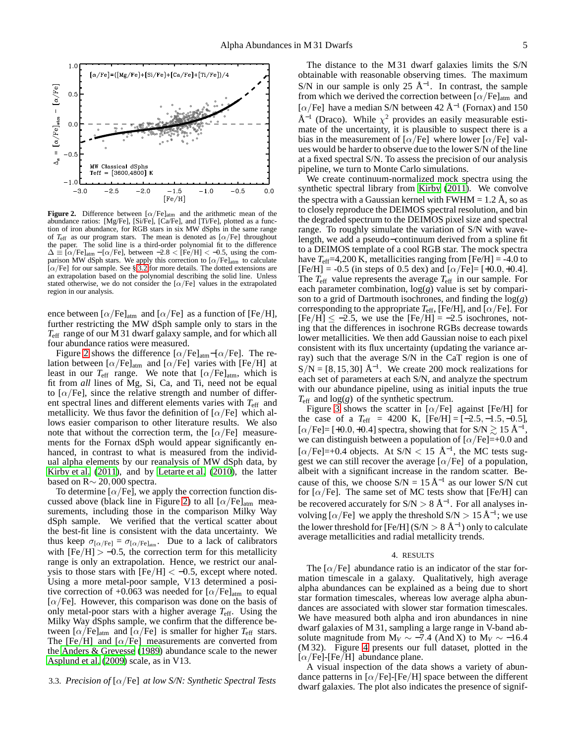**Figure 2.** Difference between $[\alpha/\mathrm{Fe}]_{\mathrm{atm}}$ and the arithmetic mean of the abundance ratios: [Mg/Fe], [Si/Fe], [Ca/Fe], and [Ti/Fe], plotted as a function of iron abundance, for RGB stars in six MW dSphs in the same range of $T_{\mathrm{eff}}$ as our program stars. The mean is denoted as $[\alpha/\mathrm{Fe}]$ throughout the paper. The solid line is a third-order polynomial fit to the difference $\Delta \equiv [\alpha/\mathrm{Fe}]_{\mathrm{atm}} - [\alpha/\mathrm{Fe}]$, between $-2.8 < [\mathrm{Fe/H}] < -0.5$, using the comparison MW dSph stars. We apply this correction to $[\alpha/\mathrm{Fe}]_{\mathrm{atm}}$ to calculate $[\alpha/\mathrm{Fe}]$ for our sample. See § 3.2 for more details. The dotted extensions are an extrapolation based on the polynomial describing the solid line. Unless stated otherwise, we do not consider the $[\alpha/\mathrm{Fe}]$ values in the extrapolated region in our analysis.

ence between $[\alpha/\mathrm{Fe}]_{\mathrm{atm}}$ and $[\alpha/\mathrm{Fe}]$ as a function of [Fe/H], further restricting the MW dSph sample only to stars in the $T_{\mathrm{eff}}$ range of our M 31 dwarf galaxy sample, and for which all four abundance ratios were measured.

Figure 2 shows the difference $[\alpha/\mathrm{Fe}]_{\mathrm{atm}} - [\alpha/\mathrm{Fe}]$. The relation between $[\alpha/\mathrm{Fe}]_{\mathrm{atm}}$ and $[\alpha/\mathrm{Fe}]$ varies with [Fe/H] at least in our $T_{\mathrm{eff}}$ range. We note that $[\alpha/\mathrm{Fe}]_{\mathrm{atm}}$, which is fit from *all* lines of Mg, Si, Ca, and Ti, need not be equal to $[\alpha/\mathrm{Fe}]$, since the relative strength and number of different spectral lines and different elements varies with $T_{\mathrm{eff}}$ and metallicity. We thus favor the definition of $[\alpha/\mathrm{Fe}]$ which allows easier comparison to other literature results. We also note that without the correction term, the $[\alpha/\mathrm{Fe}]$ measurements for the Fornax dSph would appear significantly enhanced, in contrast to what is measured from the individual alpha elements by our reanalysis of MW dSph data, by Kirby et al. (2011), and by Letarte et al. (2010), the latter based on R$\sim 20,000$ spectra.

To determine $[\alpha/\mathrm{Fe}]$, we apply the correction function discussed above (black line in Figure 2) to all $[\alpha/\mathrm{Fe}]_{\mathrm{atm}}$ measurements, including those in the comparison Milky Way dSph sample. We verified that the vertical scatter about the best-fit line is consistent with the data uncertainty. We thus keep $\sigma_{[\alpha/\mathrm{Fe}]} = \sigma_{[\alpha/\mathrm{Fe}]_{\mathrm{atm}}}$. Due to a lack of calibrators with $[\mathrm{Fe/H}] > -0.5$, the correction term for this metallicity range is only an extrapolation. Hence, we restrict our analysis to those stars with $[\mathrm{Fe/H}] < -0.5$, except where noted. Using a more metal-poor sample, V13 determined a positive correction of +0.063 was needed for $[\alpha/\mathrm{Fe}]_{\mathrm{atm}}$ to equal $[\alpha/\mathrm{Fe}]$. However, this comparison was done on the basis of only metal-poor stars with a higher average $T_{\mathrm{eff}}$. Using the Milky Way dSphs sample, we confirm that the difference between $[\alpha/\mathrm{Fe}]_{\mathrm{atm}}$ and $[\alpha/\mathrm{Fe}]$ is smaller for higher $T_{\mathrm{eff}}$ stars. The [Fe/H] and $[\alpha/\mathrm{Fe}]$ measurements are converted from the Anders & Grevesse (1989) abundance scale to the newer Asplund et al. (2009) scale, as in V13.

### 3.3. *Precision of* $[\alpha/\mathrm{Fe}]$ *at low S/N: Synthetic Spectral Tests*

The distance to the M 31 dwarf galaxies limits the S/N obtainable with reasonable observing times. The maximum S/N in our sample is only 25 $\mathrm{\AA}^{-1}$. In contrast, the sample from which we derived the correction between $[\alpha/\mathrm{Fe}]_{\mathrm{atm}}$ and $[\alpha/\mathrm{Fe}]$ have a median S/N between 42 $\mathrm{\AA}^{-1}$ (Fornax) and 150 $\mathrm{\AA}^{-1}$ (Draco). While $\chi^2$ provides an easily measurable estimate of the uncertainty, it is plausible to suspect there is a bias in the measurement of $[\alpha/\mathrm{Fe}]$ where lower $[\alpha/\mathrm{Fe}]$ values would be harder to observe due to the lower S/N of the line at a fixed spectral S/N. To assess the precision of our analysis pipeline, we turn to Monte Carlo simulations.

We create continuum-normalized mock spectra using the synthetic spectral library from Kirby (2011). We convolve the spectra with a Gaussian kernel with FWHM = 1.2 Å, so as to closely reproduce the DEIMOS spectral resolution, and bin the degraded spectrum to the DEIMOS pixel size and spectral range. To roughly simulate the variation of S/N with wavelength, we add a pseudo−continuum derived from a spline fit to a DEIMOS template of a cool RGB star. The mock spectra have $T_{\mathrm{eff}}$=4,200 K, metallicities ranging from [Fe/H] = -4.0 to [Fe/H] = -0.5 (in steps of 0.5 dex) and $[\alpha/\mathrm{Fe}]$= [+0.0, +0.4]. The $T_{\mathrm{eff}}$ value represents the average $T_{\mathrm{eff}}$ in our sample. For each parameter combination, log($g$) value is set by comparison to a grid of Dartmouth isochrones, and finding the log($g$) corresponding to the appropriate $T_{\mathrm{eff}}$, [Fe/H], and $[\alpha/\mathrm{Fe}]$. For $[\mathrm{Fe/H}] \leq -2.5$, we use the $[\mathrm{Fe/H}] = -2.5$ isochrones, noting that the differences in isochrone RGBs decrease towards lower metallicities. We then add Gaussian noise to each pixel consistent with its flux uncertainty (updating the variance array) such that the average S/N in the CaT region is one of S/N = [8, 15, 30] $\mathrm{\AA}^{-1}$. We create 200 mock realizations for each set of parameters at each S/N, and analyze the spectrum with our abundance pipeline, using as initial inputs the true $T_{\mathrm{eff}}$ and log($g$) of the synthetic spectrum.

Figure 3 shows the scatter in $[\alpha/\mathrm{Fe}]$ against [Fe/H] for the case of a $T_{\mathrm{eff}}$ = 4200 K, [Fe/H] = [−2.5, −1.5, −0.5], $[\alpha/\mathrm{Fe}]$= [+0.0, +0.4] spectra, showing that for S/N $\gtrsim$ 15 $\mathrm{\AA}^{-1}$, we can distinguish between a population of $[\alpha/\mathrm{Fe}]$=+0.0 and $[\alpha/\mathrm{Fe}]$=+0.4 objects. At S/N $<$ 15 $\mathrm{\AA}^{-1}$, the MC tests suggest we can still recover the average $[\alpha/\mathrm{Fe}]$ of a population, albeit with a significant increase in the random scatter. Because of this, we choose S/N = 15 $\mathrm{\AA}^{-1}$ as our lower S/N cut for $[\alpha/\mathrm{Fe}]$. The same set of MC tests show that [Fe/H] can be recovered accurately for S/N $>$ 8 $\mathrm{\AA}^{-1}$. For all analyses involving $[\alpha/\mathrm{Fe}]$ we apply the threshold S/N $>$ 15 $\mathrm{\AA}^{-1}$; we use the lower threshold for [Fe/H] (S/N $>$ 8 $\mathrm{\AA}^{-1}$) only to calculate average metallicities and radial metallicity trends.

## 4. RESULTS

The $[\alpha/\mathrm{Fe}]$ abundance ratio is an indicator of the star formation timescale in a galaxy. Qualitatively, high average alpha abundances can be explained as a being due to short star formation timescales, whereas low average alpha abundances are associated with slower star formation timescales. We have measured both alpha and iron abundances in nine dwarf galaxies of M 31, sampling a large range in V-band absolute magnitude from $M_V \sim -7.4$ (And X) to $M_V \sim -16.4$ (M 32). Figure 4 presents our full dataset, plotted in the $[\alpha/\mathrm{Fe}]$-[Fe/H] abundance plane.

A visual inspection of the data shows a variety of abundance patterns in $[\alpha/\mathrm{Fe}]$-[Fe/H] space between the different dwarf galaxies. The plot also indicates the presence of signif-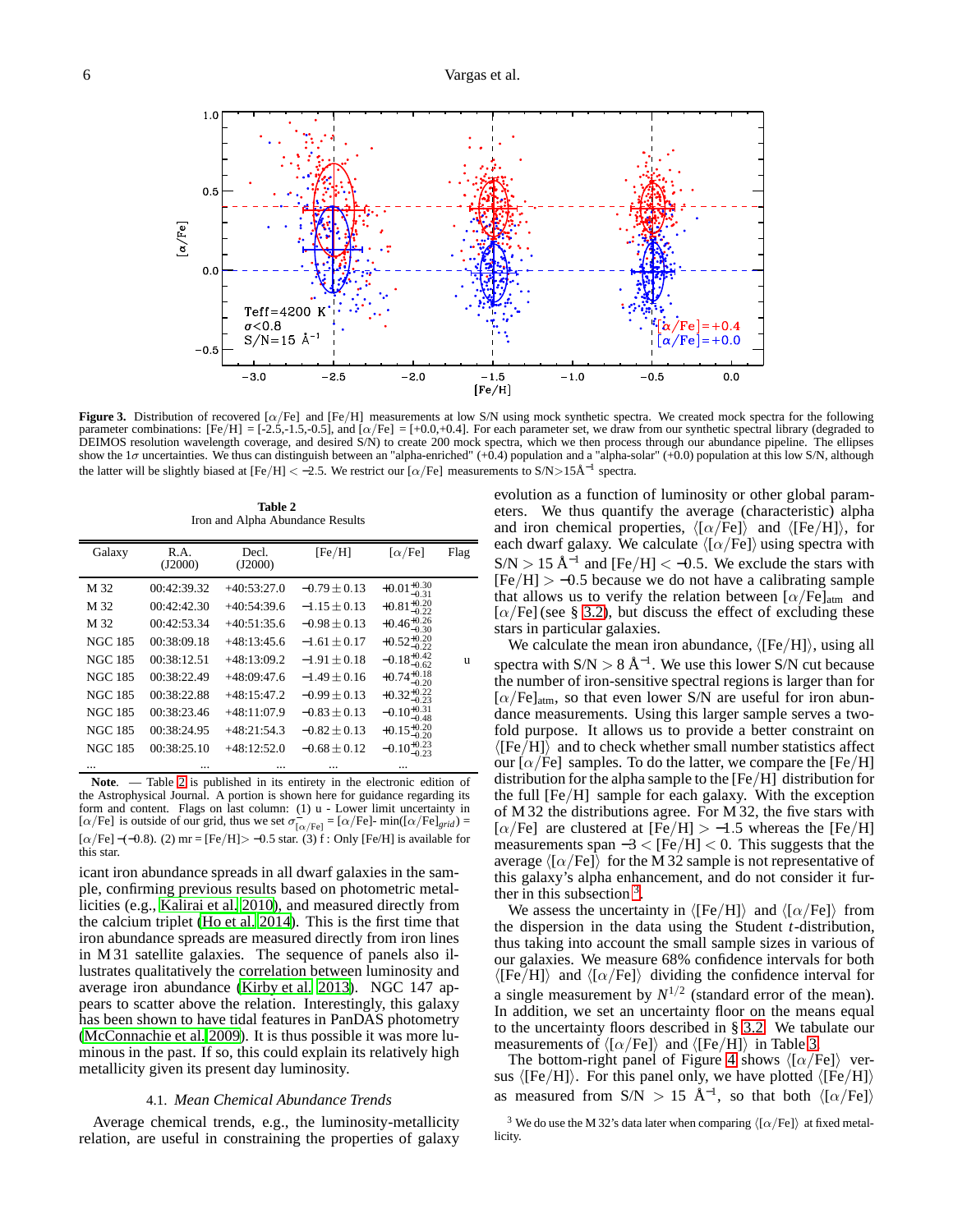**Figure 3.** Distribution of recovered [$\alpha$/Fe] and [Fe/H] measurements at low S/N using mock synthetic spectra. We created mock spectra for the following parameter combinations: [Fe/H] = [-2.5,-1.5,-0.5], and [$\alpha$/Fe] = [+0.0,+0.4]. For each parameter set, we draw from our synthetic spectral library (degraded to DEIMOS resolution wavelength coverage, and desired S/N) to create 200 mock spectra, which we then process through our abundance pipeline. The ellipses show the $1\sigma$ uncertainties. We thus can distinguish between an "alpha-enriched" (+0.4) population and a "alpha-solar" (+0.0) population at this low S/N, although the latter will be slightly biased at [Fe/H] $< -2.5$. We restrict our [$\alpha$/Fe] measurements to S/N>15Å$^{-1}$ spectra.

**Table 2**
Iron and Alpha Abundance Results

| Galaxy | R.A. (J2000) | Decl. (J2000) | [Fe/H] | [$\alpha$/Fe] | Flag |
|---|---|---|---|---|---|
| M 32 | 00:42:39.32 | +40:53:27.0 | $-0.79 \pm 0.13$ | $+0.01^{+0.30}_{-0.31}$ | |
| M 32 | 00:42:42.30 | +40:54:39.6 | $-1.15 \pm 0.13$ | $+0.81^{+0.20}_{-0.22}$ | |
| M 32 | 00:42:53.34 | +40:51:35.6 | $-0.98 \pm 0.13$ | $+0.46^{+0.26}_{-0.30}$ | |
| NGC 185 | 00:38:09.18 | +48:13:45.6 | $-1.61 \pm 0.17$ | $+0.52^{+0.20}_{-0.22}$ | |
| NGC 185 | 00:38:12.51 | +48:13:09.2 | $-1.91 \pm 0.18$ | $-0.18^{+0.42}_{-0.62}$ | u |
| NGC 185 | 00:38:22.49 | +48:09:47.6 | $-1.49 \pm 0.16$ | $+0.74^{+0.18}_{-0.20}$ | |
| NGC 185 | 00:38:22.88 | +48:15:47.2 | $-0.99 \pm 0.13$ | $+0.32^{+0.22}_{-0.23}$ | |
| NGC 185 | 00:38:23.46 | +48:11:07.9 | $-0.83 \pm 0.13$ | $-0.10^{+0.31}_{-0.48}$ | |
| NGC 185 | 00:38:24.95 | +48:21:54.3 | $-0.82 \pm 0.13$ | $+0.15^{+0.20}_{-0.20}$ | |
| NGC 185 | 00:38:25.10 | +48:12:52.0 | $-0.68 \pm 0.12$ | $-0.10^{+0.23}_{-0.23}$ | |
| ... | ... | ... | ... | ... | |

**Note**. — Table 2 is published in its entirety in the electronic edition of the Astrophysical Journal. A portion is shown here for guidance regarding its form and content. Flags on last column: (1) u - Lower limit uncertainty in [$\alpha$/Fe] is outside of our grid, thus we set $\sigma^{-}_{[\alpha/\mathrm{Fe}]}$ = [$\alpha$/Fe]- min([$\alpha$/Fe]$_{grid}$) = [$\alpha$/Fe] $-(-0.8)$. (2) mr = [Fe/H]> $-0.5$ star. (3) f : Only [Fe/H] is available for this star.

icant iron abundance spreads in all dwarf galaxies in the sample, confirming previous results based on photometric metallicities (e.g., Kalirai et al. 2010), and measured directly from the calcium triplet (Ho et al. 2014). This is the first time that iron abundance spreads are measured directly from iron lines in M 31 satellite galaxies. The sequence of panels also illustrates qualitatively the correlation between luminosity and average iron abundance (Kirby et al. 2013). NGC 147 appears to scatter above the relation. Interestingly, this galaxy has been shown to have tidal features in PanDAS photometry (McConnachie et al. 2009). It is thus possible it was more luminous in the past. If so, this could explain its relatively high metallicity given its present day luminosity.

### 4.1. *Mean Chemical Abundance Trends*

Average chemical trends, e.g., the luminosity-metallicity relation, are useful in constraining the properties of galaxy evolution as a function of luminosity or other global parameters. We thus quantify the average (characteristic) alpha and iron chemical properties, $\langle$[$\alpha$/Fe]$\rangle$ and $\langle$[Fe/H]$\rangle$, for each dwarf galaxy. We calculate $\langle$[$\alpha$/Fe]$\rangle$ using spectra with S/N $> 15$ Å$^{-1}$ and [Fe/H] $< -0.5$. We exclude the stars with [Fe/H] $> -0.5$ because we do not have a calibrating sample that allows us to verify the relation between [$\alpha$/Fe]$_{\rm atm}$ and [$\alpha$/Fe] (see § 3.2), but discuss the effect of excluding these stars in particular galaxies.

We calculate the mean iron abundance, $\langle$[Fe/H]$\rangle$, using all spectra with S/N $> 8$ Å$^{-1}$. We use this lower S/N cut because the number of iron-sensitive spectral regions is larger than for [$\alpha$/Fe]$_{\rm atm}$, so that even lower S/N are useful for iron abundance measurements. Using this larger sample serves a two-fold purpose. It allows us to provide a better constraint on $\langle$[Fe/H]$\rangle$ and to check whether small number statistics affect our [$\alpha$/Fe] samples. To do the latter, we compare the [Fe/H] distribution for the alpha sample to the [Fe/H] distribution for the full [Fe/H] sample for each galaxy. With the exception of M 32 the distributions agree. For M 32, the five stars with [$\alpha$/Fe] are clustered at [Fe/H] $> -1.5$ whereas the [Fe/H] measurements span $-3 <$ [Fe/H] $< 0$. This suggests that the average $\langle$[$\alpha$/Fe]$\rangle$ for the M 32 sample is not representative of this galaxy's alpha enhancement, and do not consider it further in this subsection [3].

We assess the uncertainty in $\langle$[Fe/H]$\rangle$ and $\langle$[$\alpha$/Fe]$\rangle$ from the dispersion in the data using the Student $t$-distribution, thus taking into account the small sample sizes in various of our galaxies. We measure 68% confidence intervals for both $\langle$[Fe/H]$\rangle$ and $\langle$[$\alpha$/Fe]$\rangle$ dividing the confidence interval for a single measurement by $N^{1/2}$ (standard error of the mean). In addition, we set an uncertainty floor on the means equal to the uncertainty floors described in § 3.2. We tabulate our measurements of $\langle$[$\alpha$/Fe]$\rangle$ and $\langle$[Fe/H]$\rangle$ in Table 3.

The bottom-right panel of Figure 4 shows $\langle$[$\alpha$/Fe]$\rangle$ versus $\langle$[Fe/H]$\rangle$. For this panel only, we have plotted $\langle$[Fe/H]$\rangle$ as measured from S/N $> 15$ Å$^{-1}$, so that both $\langle$[$\alpha$/Fe]$\rangle$

[3] We do use the M 32's data later when comparing $\langle$[$\alpha$/Fe]$\rangle$ at fixed metallicity.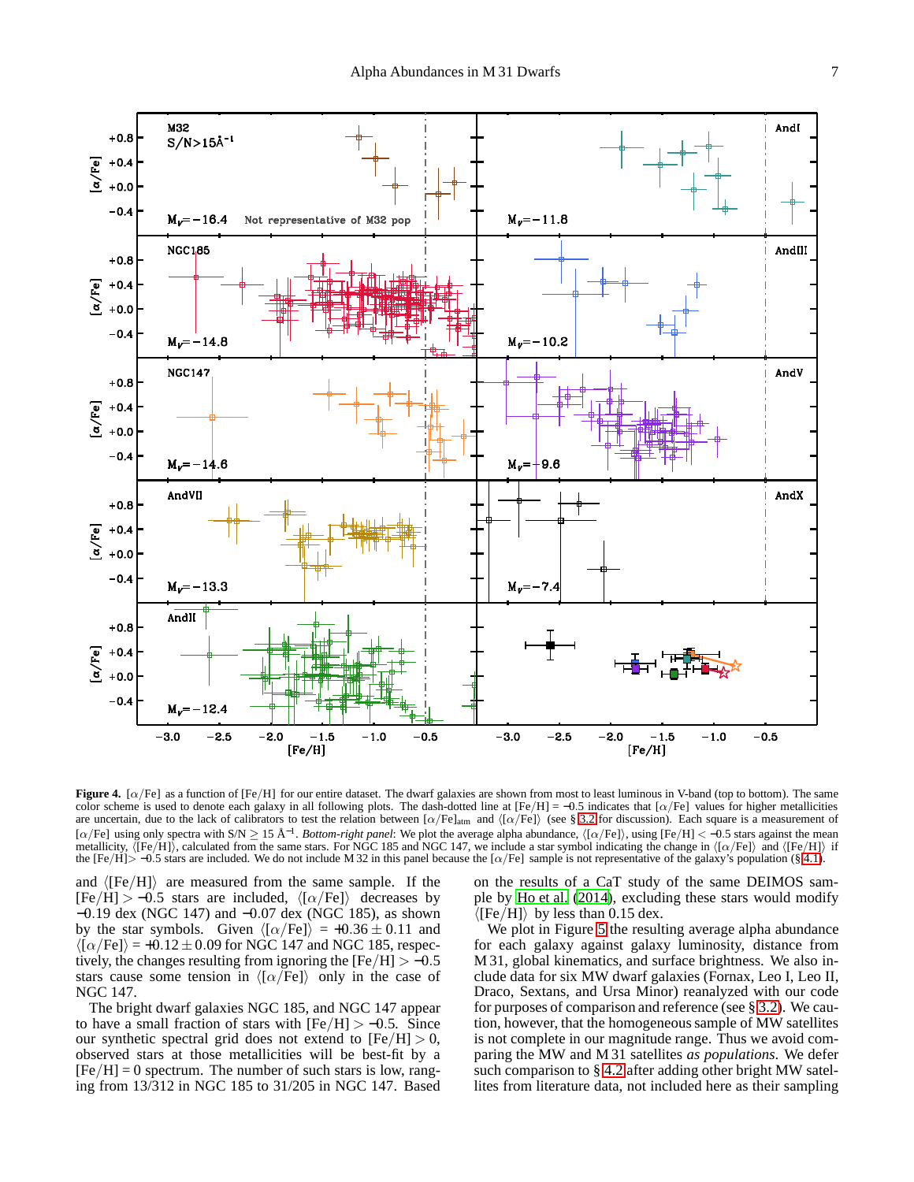**Figure 4.** $[\alpha/\mathrm{Fe}]$ as a function of [Fe/H] for our entire dataset. The dwarf galaxies are shown from most to least luminous in V-band (top to bottom). The same color scheme is used to denote each galaxy in all following plots. The dash-dotted line at $[\mathrm{Fe/H}] = -0.5$ indicates that $[\alpha/\mathrm{Fe}]$ values for higher metallicities are uncertain, due to the lack of calibrators to test the relation between $[\alpha/\mathrm{Fe}]_{\mathrm{atm}}$ and $\langle[\alpha/\mathrm{Fe}]\rangle$ (see § 3.2 for discussion). Each square is a measurement of $[\alpha/\mathrm{Fe}]$ using only spectra with $\mathrm{S/N} \geq 15$ Å$^{-1}$. *Bottom-right panel*: We plot the average alpha abundance, $\langle[\alpha/\mathrm{Fe}]\rangle$, using $[\mathrm{Fe/H}] < -0.5$ stars against the mean metallicity, $\langle[\mathrm{Fe/H}]\rangle$, calculated from the same stars. For NGC 185 and NGC 147, we include a star symbol indicating the change in $\langle[\alpha/\mathrm{Fe}]\rangle$ and $\langle[\mathrm{Fe/H}]\rangle$ if the $[\mathrm{Fe/H}] > -0.5$ stars are included. We do not include M 32 in this panel because the $[\alpha/\mathrm{Fe}]$ sample is not representative of the galaxy's population (§ 4.1).

and $\langle[\mathrm{Fe/H}]\rangle$ are measured from the same sample. If the $[\mathrm{Fe/H}] > -0.5$ stars are included, $\langle[\alpha/\mathrm{Fe}]\rangle$ decreases by $-0.19$ dex (NGC 147) and $-0.07$ dex (NGC 185), as shown by the star symbols. Given $\langle[\alpha/\mathrm{Fe}]\rangle = +0.36 \pm 0.11$ and $\langle[\alpha/\mathrm{Fe}]\rangle = +0.12 \pm 0.09$ for NGC 147 and NGC 185, respectively, the changes resulting from ignoring the $[\mathrm{Fe/H}] > -0.5$ stars cause some tension in $\langle[\alpha/\mathrm{Fe}]\rangle$ only in the case of NGC 147.

The bright dwarf galaxies NGC 185, and NGC 147 appear to have a small fraction of stars with $[\mathrm{Fe/H}] > -0.5$. Since our synthetic spectral grid does not extend to $[\mathrm{Fe/H}] > 0$, observed stars at those metallicities will be best-fit by a $[\mathrm{Fe/H}] = 0$ spectrum. The number of such stars is low, ranging from 13/312 in NGC 185 to 31/205 in NGC 147. Based on the results of a CaT study of the same DEIMOS sample by Ho et al. (2014), excluding these stars would modify $\langle[\mathrm{Fe/H}]\rangle$ by less than 0.15 dex.

We plot in Figure 5 the resulting average alpha abundance for each galaxy against galaxy luminosity, distance from M 31, global kinematics, and surface brightness. We also include data for six MW dwarf galaxies (Fornax, Leo I, Leo II, Draco, Sextans, and Ursa Minor) reanalyzed with our code for purposes of comparison and reference (see § 3.2). We caution, however, that the homogeneous sample of MW satellites is not complete in our magnitude range. Thus we avoid comparing the MW and M 31 satellites *as populations*. We defer such comparison to § 4.2 after adding other bright MW satellites from literature data, not included here as their sampling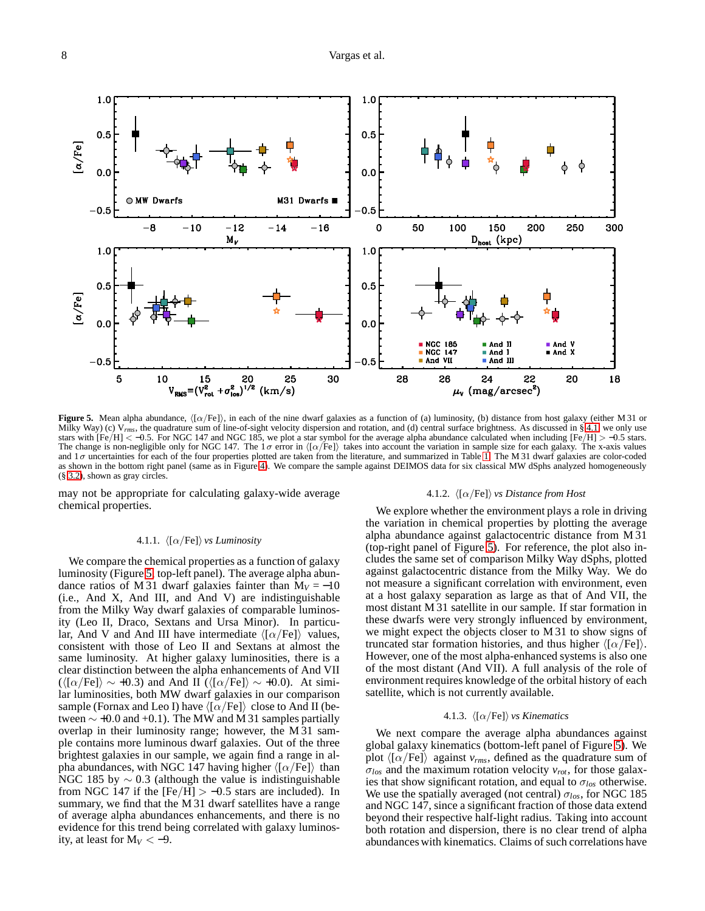**Figure 5.** Mean alpha abundance, $\langle[\alpha/\mathrm{Fe}]\rangle$, in each of the nine dwarf galaxies as a function of (a) luminosity, (b) distance from host galaxy (either M 31 or Milky Way) (c) $V_{rms}$, the quadrature sum of line-of-sight velocity dispersion and rotation, and (d) central surface brightness. As discussed in § 4.1 we only use stars with [Fe/H] $< -0.5$. For NGC 147 and NGC 185, we plot a star symbol for the average alpha abundance calculated when including [Fe/H] $> -0.5$ stars. The change is non-negligible only for NGC 147. The $1\sigma$ error in $\langle[\alpha/\mathrm{Fe}]\rangle$ takes into account the variation in sample size for each galaxy. The x-axis values and $1\sigma$ uncertainties for each of the four properties plotted are taken from the literature, and summarized in Table 1. The M 31 dwarf galaxies are color-coded as shown in the bottom right panel (same as in Figure 4). We compare the sample against DEIMOS data for six classical MW dSphs analyzed homogeneously (§ 3.2), shown as gray circles.

may not be appropriate for calculating galaxy-wide average chemical properties.

#### 4.1.1. $\langle[\alpha/\mathrm{Fe}]\rangle$ *vs Luminosity*

We compare the chemical properties as a function of galaxy luminosity (Figure 5 top-left panel). The average alpha abundance ratios of M 31 dwarf galaxies fainter than $M_V = -10$ (i.e., And X, And III, and And V) are indistinguishable from the Milky Way dwarf galaxies of comparable luminosity (Leo II, Draco, Sextans and Ursa Minor). In particular, And V and And III have intermediate $\langle[\alpha/\mathrm{Fe}]\rangle$ values, consistent with those of Leo II and Sextans at almost the same luminosity. At higher galaxy luminosities, there is a clear distinction between the alpha enhancements of And VII ($\langle[\alpha/\mathrm{Fe}]\rangle \sim +0.3$) and And II ($\langle[\alpha/\mathrm{Fe}]\rangle \sim +0.0$). At similar luminosities, both MW dwarf galaxies in our comparison sample (Fornax and Leo I) have $\langle[\alpha/\mathrm{Fe}]\rangle$ close to And II (between $\sim +0.0$ and $+0.1$). The MW and M 31 samples partially overlap in their luminosity range; however, the M 31 sample contains more luminous dwarf galaxies. Out of the three brightest galaxies in our sample, we again find a range in alpha abundances, with NGC 147 having higher $\langle[\alpha/\mathrm{Fe}]\rangle$ than NGC 185 by $\sim 0.3$ (although the value is indistinguishable from NGC 147 if the [Fe/H] $> -0.5$ stars are included). In summary, we find that the M 31 dwarf satellites have a range of average alpha abundances enhancements, and there is no evidence for this trend being correlated with galaxy luminosity, at least for $M_V < -9$.

#### 4.1.2. $\langle[\alpha/\mathrm{Fe}]\rangle$ *vs Distance from Host*

We explore whether the environment plays a role in driving the variation in chemical properties by plotting the average alpha abundance against galactocentric distance from M 31 (top-right panel of Figure 5). For reference, the plot also includes the same set of comparison Milky Way dSphs, plotted against galactocentric distance from the Milky Way. We do not measure a significant correlation with environment, even at a host galaxy separation as large as that of And VII, the most distant M 31 satellite in our sample. If star formation in these dwarfs were very strongly influenced by environment, we might expect the objects closer to M 31 to show signs of truncated star formation histories, and thus higher $\langle[\alpha/\mathrm{Fe}]\rangle$. However, one of the most alpha-enhanced systems is also one of the most distant (And VII). A full analysis of the role of environment requires knowledge of the orbital history of each satellite, which is not currently available.

#### 4.1.3. $\langle[\alpha/\mathrm{Fe}]\rangle$ *vs Kinematics*

We next compare the average alpha abundances against global galaxy kinematics (bottom-left panel of Figure 5). We plot $\langle[\alpha/\mathrm{Fe}]\rangle$ against $v_{rms}$, defined as the quadrature sum of $\sigma_{los}$ and the maximum rotation velocity $v_{rot}$, for those galaxies that show significant rotation, and equal to $\sigma_{los}$ otherwise. We use the spatially averaged (not central) $\sigma_{los}$, for NGC 185 and NGC 147, since a significant fraction of those data extend beyond their respective half-light radius. Taking into account both rotation and dispersion, there is no clear trend of alpha abundances with kinematics. Claims of such correlations have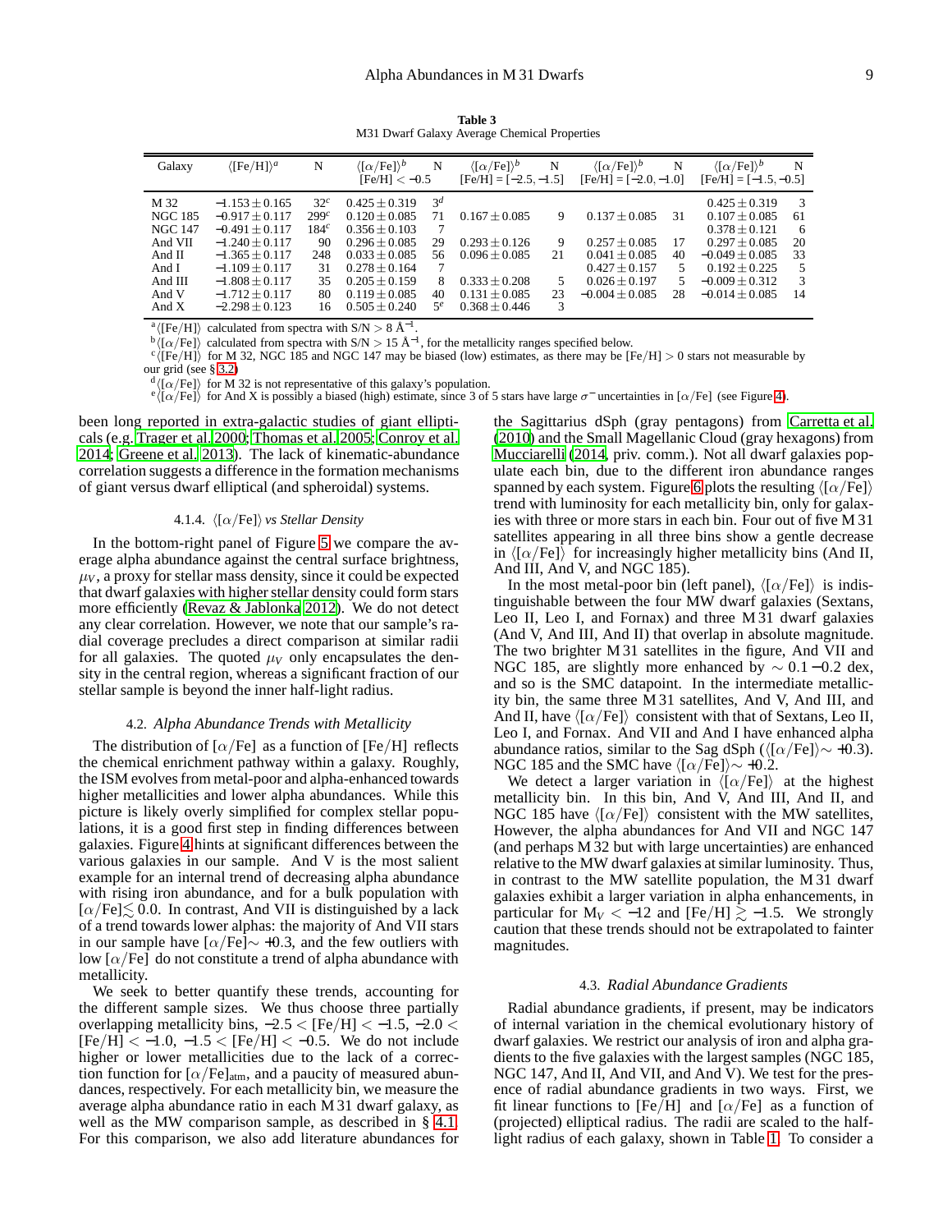**Table 3**
M31 Dwarf Galaxy Average Chemical Properties

| Galaxy | $\langle$[Fe/H]$\rangle^a$ | N | $\langle[\alpha/\text{Fe}]\rangle^b$ [Fe/H] $< -0.5$ | N | $\langle[\alpha/\text{Fe}]\rangle^b$ [Fe/H] = [−2.5, −1.5] | N | $\langle[\alpha/\text{Fe}]\rangle^b$ [Fe/H] = [−2.0, −1.0] | N | $\langle[\alpha/\text{Fe}]\rangle^b$ [Fe/H] = [−1.5, −0.5] | N |
|---|---|---|---|---|---|---|---|---|---|---|
| M 32 | $-1.153 \pm 0.165$ | $32^c$ | $0.425 \pm 0.319$ | $3^d$ | | | | | $0.425 \pm 0.319$ | 3 |
| NGC 185 | $-0.917 \pm 0.117$ | $299^c$ | $0.120 \pm 0.085$ | 71 | $0.167 \pm 0.085$ | 9 | $0.137 \pm 0.085$ | 31 | $0.107 \pm 0.085$ | 61 |
| NGC 147 | $-0.491 \pm 0.117$ | $184^c$ | $0.356 \pm 0.103$ | 7 | | | | | $0.378 \pm 0.121$ | 6 |
| And VII | $-1.240 \pm 0.117$ | 90 | $0.296 \pm 0.085$ | 29 | $0.293 \pm 0.126$ | 9 | $0.257 \pm 0.085$ | 17 | $0.297 \pm 0.085$ | 20 |
| And II | $-1.365 \pm 0.117$ | 248 | $0.033 \pm 0.085$ | 56 | $0.096 \pm 0.085$ | 21 | $0.041 \pm 0.085$ | 40 | $-0.049 \pm 0.085$ | 33 |
| And I | $-1.109 \pm 0.117$ | 31 | $0.278 \pm 0.164$ | 7 | | | $0.427 \pm 0.157$ | 5 | $0.192 \pm 0.225$ | 5 |
| And III | $-1.808 \pm 0.117$ | 35 | $0.205 \pm 0.159$ | 8 | $0.333 \pm 0.208$ | 5 | $0.026 \pm 0.197$ | 5 | $-0.009 \pm 0.312$ | 3 |
| And V | $-1.712 \pm 0.117$ | 80 | $0.119 \pm 0.085$ | 40 | $0.131 \pm 0.085$ | 23 | $-0.004 \pm 0.085$ | 28 | $-0.014 \pm 0.085$ | 14 |
| And X | $-2.298 \pm 0.123$ | 16 | $0.505 \pm 0.240$ | $5^e$ | $0.368 \pm 0.446$ | 3 | | | | |

[a] $\langle$[Fe/H]$\rangle$ calculated from spectra with S/N $> 8$ Å$^{-1}$.
[b] $\langle[\alpha/\text{Fe}]\rangle$ calculated from spectra with S/N $> 15$ Å$^{-1}$, for the metallicity ranges specified below.
[c] $\langle$[Fe/H]$\rangle$ for M 32, NGC 185 and NGC 147 may be biased (low) estimates, as there may be [Fe/H] $> 0$ stars not measurable by our grid (see § 3.2)
[d] $\langle[\alpha/\text{Fe}]\rangle$ for M 32 is not representative of this galaxy's population.
[e] $\langle[\alpha/\text{Fe}]\rangle$ for And X is possibly a biased (high) estimate, since 3 of 5 stars have large $\sigma^-$ uncertainties in $[\alpha/\text{Fe}]$ (see Figure 4).

been long reported in extra-galactic studies of giant ellipticals (e.g. Trager et al. 2000; Thomas et al. 2005; Conroy et al. 2014; Greene et al. 2013). The lack of kinematic-abundance correlation suggests a difference in the formation mechanisms of giant versus dwarf elliptical (and spheroidal) systems.

#### 4.1.4. $\langle[\alpha/\text{Fe}]\rangle$ *vs Stellar Density*

In the bottom-right panel of Figure 5 we compare the average alpha abundance against the central surface brightness, $\mu_V$, a proxy for stellar mass density, since it could be expected that dwarf galaxies with higher stellar density could form stars more efficiently (Revaz & Jablonka 2012). We do not detect any clear correlation. However, we note that our sample's radial coverage precludes a direct comparison at similar radii for all galaxies. The quoted $\mu_V$ only encapsulates the density in the central region, whereas a significant fraction of our stellar sample is beyond the inner half-light radius.

### 4.2. *Alpha Abundance Trends with Metallicity*

The distribution of $[\alpha/\text{Fe}]$ as a function of [Fe/H] reflects the chemical enrichment pathway within a galaxy. Roughly, the ISM evolves from metal-poor and alpha-enhanced towards higher metallicities and lower alpha abundances. While this picture is likely overly simplified for complex stellar populations, it is a good first step in finding differences between galaxies. Figure 4 hints at significant differences between the various galaxies in our sample. And V is the most salient example for an internal trend of decreasing alpha abundance with rising iron abundance, and for a bulk population with $[\alpha/\text{Fe}] \lesssim 0.0$. In contrast, And VII is distinguished by a lack of a trend towards lower alphas: the majority of And VII stars in our sample have $[\alpha/\text{Fe}] \sim +0.3$, and the few outliers with low $[\alpha/\text{Fe}]$ do not constitute a trend of alpha abundance with metallicity.

We seek to better quantify these trends, accounting for the different sample sizes. We thus choose three partially overlapping metallicity bins, $-2.5 <$ [Fe/H] $< -1.5$, $-2.0 <$ [Fe/H] $< -1.0$, $-1.5 <$ [Fe/H] $< -0.5$. We do not include higher or lower metallicities due to the lack of a correction function for $[\alpha/\text{Fe}]_{\text{atm}}$, and a paucity of measured abundances, respectively. For each metallicity bin, we measure the average alpha abundance ratio in each M 31 dwarf galaxy, as well as the MW comparison sample, as described in § 4.1. For this comparison, we also add literature abundances for the Sagittarius dSph (gray pentagons) from Carretta et al. (2010) and the Small Magellanic Cloud (gray hexagons) from Mucciarelli (2014, priv. comm.). Not all dwarf galaxies populate each bin, due to the different iron abundance ranges spanned by each system. Figure 6 plots the resulting $\langle[\alpha/\text{Fe}]\rangle$ trend with luminosity for each metallicity bin, only for galaxies with three or more stars in each bin. Four out of five M 31 satellites appearing in all three bins show a gentle decrease in $\langle[\alpha/\text{Fe}]\rangle$ for increasingly higher metallicity bins (And II, And III, And V, and NGC 185).

In the most metal-poor bin (left panel), $\langle[\alpha/\text{Fe}]\rangle$ is indistinguishable between the four MW dwarf galaxies (Sextans, Leo II, Leo I, and Fornax) and three M 31 dwarf galaxies (And V, And III, And II) that overlap in absolute magnitude. The two brighter M 31 satellites in the figure, And VII and NGC 185, are slightly more enhanced by $\sim 0.1-0.2$ dex, and so is the SMC datapoint. In the intermediate metallicity bin, the same three M 31 satellites, And V, And III, and And II, have $\langle[\alpha/\text{Fe}]\rangle$ consistent with that of Sextans, Leo II, Leo I, and Fornax. And VII and And I have enhanced alpha abundance ratios, similar to the Sag dSph ($\langle[\alpha/\text{Fe}]\rangle \sim +0.3$). NGC 185 and the SMC have $\langle[\alpha/\text{Fe}]\rangle \sim +0.2$.

We detect a larger variation in $\langle[\alpha/\text{Fe}]\rangle$ at the highest metallicity bin. In this bin, And V, And III, And II, and NGC 185 have $\langle[\alpha/\text{Fe}]\rangle$ consistent with the MW satellites, However, the alpha abundances for And VII and NGC 147 (and perhaps M 32 but with large uncertainties) are enhanced relative to the MW dwarf galaxies at similar luminosity. Thus, in contrast to the MW satellite population, the M 31 dwarf galaxies exhibit a larger variation in alpha enhancements, in particular for $M_V < -12$ and [Fe/H] $\gtrsim -1.5$. We strongly caution that these trends should not be extrapolated to fainter magnitudes.

### 4.3. *Radial Abundance Gradients*

Radial abundance gradients, if present, may be indicators of internal variation in the chemical evolutionary history of dwarf galaxies. We restrict our analysis of iron and alpha gradients to the five galaxies with the largest samples (NGC 185, NGC 147, And II, And VII, and And V). We test for the presence of radial abundance gradients in two ways. First, we fit linear functions to [Fe/H] and $[\alpha/\text{Fe}]$ as a function of (projected) elliptical radius. The radii are scaled to the half-light radius of each galaxy, shown in Table 1. To consider a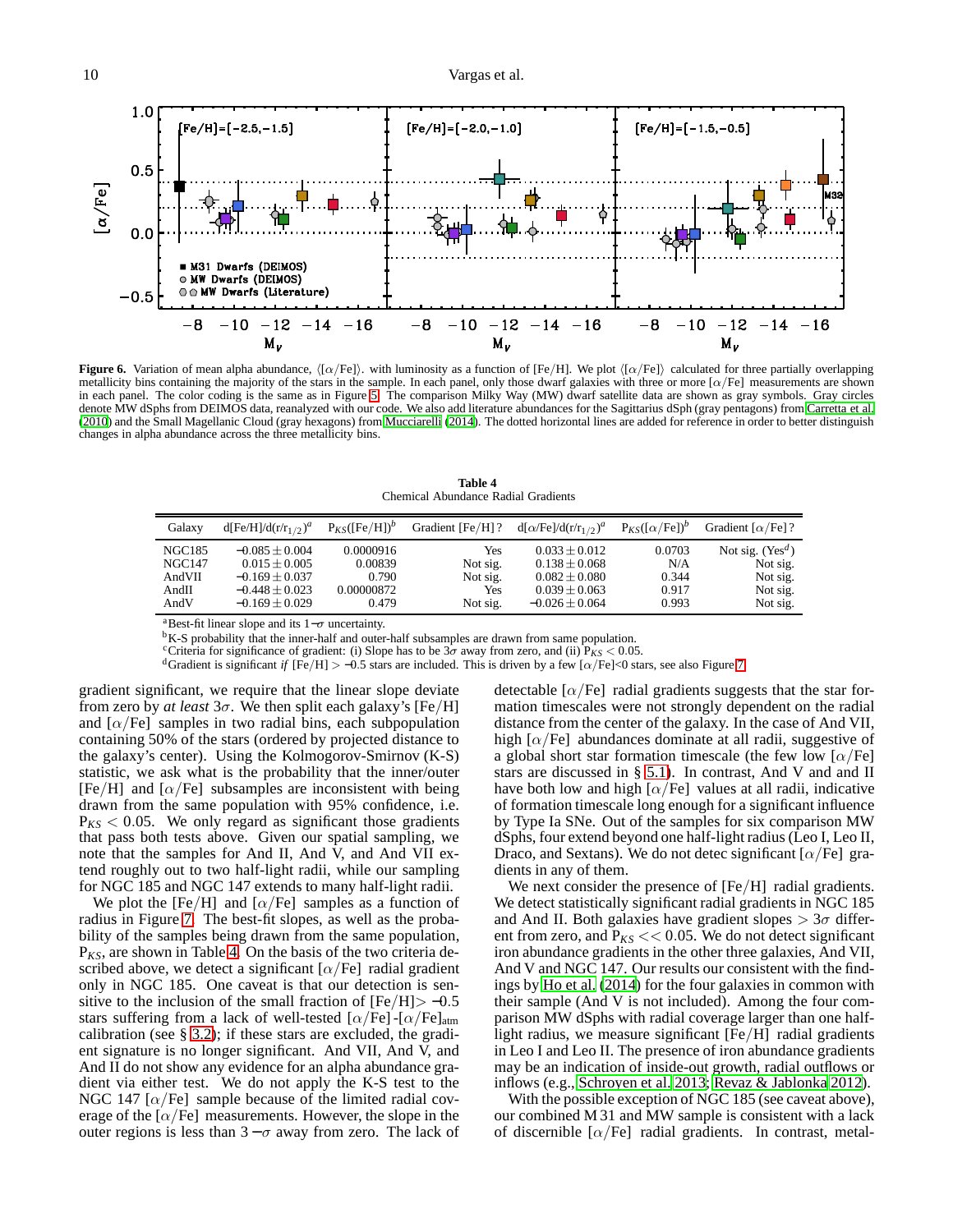**Figure 6.** Variation of mean alpha abundance, $\langle[\alpha/\mathrm{Fe}]\rangle$. with luminosity as a function of [Fe/H]. We plot $\langle[\alpha/\mathrm{Fe}]\rangle$ calculated for three partially overlapping metallicity bins containing the majority of the stars in the sample. In each panel, only those dwarf galaxies with three or more $[\alpha/\mathrm{Fe}]$ measurements are shown in each panel. The color coding is the same as in Figure 5. The comparison Milky Way (MW) dwarf satellite data are shown as gray symbols. Gray circles denote MW dSphs from DEIMOS data, reanalyzed with our code. We also add literature abundances for the Sagittarius dSph (gray pentagons) from Carretta et al. (2010) and the Small Magellanic Cloud (gray hexagons) from Mucciarelli (2014). The dotted horizontal lines are added for reference in order to better distinguish changes in alpha abundance across the three metallicity bins.

**Table 4**
Chemical Abundance Radial Gradients

| Galaxy | d[Fe/H]/d($r/r_{1/2}$)[a] | $P_{KS}$([Fe/H])[b] | Gradient [Fe/H]? | d[$\alpha$/Fe]/d($r/r_{1/2}$)[a] | $P_{KS}$([$\alpha$/Fe])[b] | Gradient [$\alpha$/Fe]? |
|---|---|---|---|---|---|---|
| NGC185 | $-0.085 \pm 0.004$ | 0.0000916 | Yes | $0.033 \pm 0.012$ | 0.0703 | Not sig. (Yes[d]) |
| NGC147 | $0.015 \pm 0.005$ | 0.00839 | Not sig. | $0.138 \pm 0.068$ | N/A | Not sig. |
| AndVII | $-0.169 \pm 0.037$ | 0.790 | Not sig. | $0.082 \pm 0.080$ | 0.344 | Not sig. |
| AndII | $-0.448 \pm 0.023$ | 0.00000872 | Yes | $0.039 \pm 0.063$ | 0.917 | Not sig. |
| AndV | $-0.169 \pm 0.029$ | 0.479 | Not sig. | $-0.026 \pm 0.064$ | 0.993 | Not sig. |

[a]Best-fit linear slope and its $1-\sigma$ uncertainty.
[b]K-S probability that the inner-half and outer-half subsamples are drawn from same population.
[c]Criteria for significance of gradient: (i) Slope has to be $3\sigma$ away from zero, and (ii) $P_{KS} < 0.05$.
[d]Gradient is significant *if* [Fe/H] $> -0.5$ stars are included. This is driven by a few [$\alpha$/Fe]<0 stars, see also Figure 7.

gradient significant, we require that the linear slope deviate from zero by *at least* $3\sigma$. We then split each galaxy's [Fe/H] and $[\alpha/\mathrm{Fe}]$ samples in two radial bins, each subpopulation containing 50% of the stars (ordered by projected distance to the galaxy's center). Using the Kolmogorov-Smirnov (K-S) statistic, we ask what is the probability that the inner/outer [Fe/H] and $[\alpha/\mathrm{Fe}]$ subsamples are inconsistent with being drawn from the same population with 95% confidence, i.e. $P_{KS} < 0.05$. We only regard as significant those gradients that pass both tests above. Given our spatial sampling, we note that the samples for And II, And V, and And VII extend roughly out to two half-light radii, while our sampling for NGC 185 and NGC 147 extends to many half-light radii.

We plot the [Fe/H] and $[\alpha/\mathrm{Fe}]$ samples as a function of radius in Figure 7. The best-fit slopes, as well as the probability of the samples being drawn from the same population, $P_{KS}$, are shown in Table 4. On the basis of the two criteria described above, we detect a significant $[\alpha/\mathrm{Fe}]$ radial gradient only in NGC 185. One caveat is that our detection is sensitive to the inclusion of the small fraction of [Fe/H]$> -0.5$ stars suffering from a lack of well-tested $[\alpha/\mathrm{Fe}]$-$[\alpha/\mathrm{Fe}]_{\mathrm{atm}}$ calibration (see § 3.2); if these stars are excluded, the gradient signature is no longer significant. And VII, And V, and And II do not show any evidence for an alpha abundance gradient via either test. We do not apply the K-S test to the NGC 147 $[\alpha/\mathrm{Fe}]$ sample because of the limited radial coverage of the $[\alpha/\mathrm{Fe}]$ measurements. However, the slope in the outer regions is less than $3-\sigma$ away from zero. The lack of detectable $[\alpha/\mathrm{Fe}]$ radial gradients suggests that the star formation timescales were not strongly dependent on the radial distance from the center of the galaxy. In the case of And VII, high $[\alpha/\mathrm{Fe}]$ abundances dominate at all radii, suggestive of a global short star formation timescale (the few low $[\alpha/\mathrm{Fe}]$ stars are discussed in § 5.1). In contrast, And V and and II have both low and high $[\alpha/\mathrm{Fe}]$ values at all radii, indicative of formation timescale long enough for a significant influence by Type Ia SNe. Out of the samples for six comparison MW dSphs, four extend beyond one half-light radius (Leo I, Leo II, Draco, and Sextans). We do not detec significant $[\alpha/\mathrm{Fe}]$ gradients in any of them.

We next consider the presence of [Fe/H] radial gradients. We detect statistically significant radial gradients in NGC 185 and And II. Both galaxies have gradient slopes $> 3\sigma$ different from zero, and $P_{KS} << 0.05$. We do not detect significant iron abundance gradients in the other three galaxies, And VII, And V and NGC 147. Our results our consistent with the findings by Ho et al. (2014) for the four galaxies in common with their sample (And V is not included). Among the four comparison MW dSphs with radial coverage larger than one half-light radius, we measure significant [Fe/H] radial gradients in Leo I and Leo II. The presence of iron abundance gradients may be an indication of inside-out growth, radial outflows or inflows (e.g., Schroyen et al. 2013; Revaz & Jablonka 2012).

With the possible exception of NGC 185 (see caveat above), our combined M 31 and MW sample is consistent with a lack of discernible $[\alpha/\mathrm{Fe}]$ radial gradients. In contrast, metal-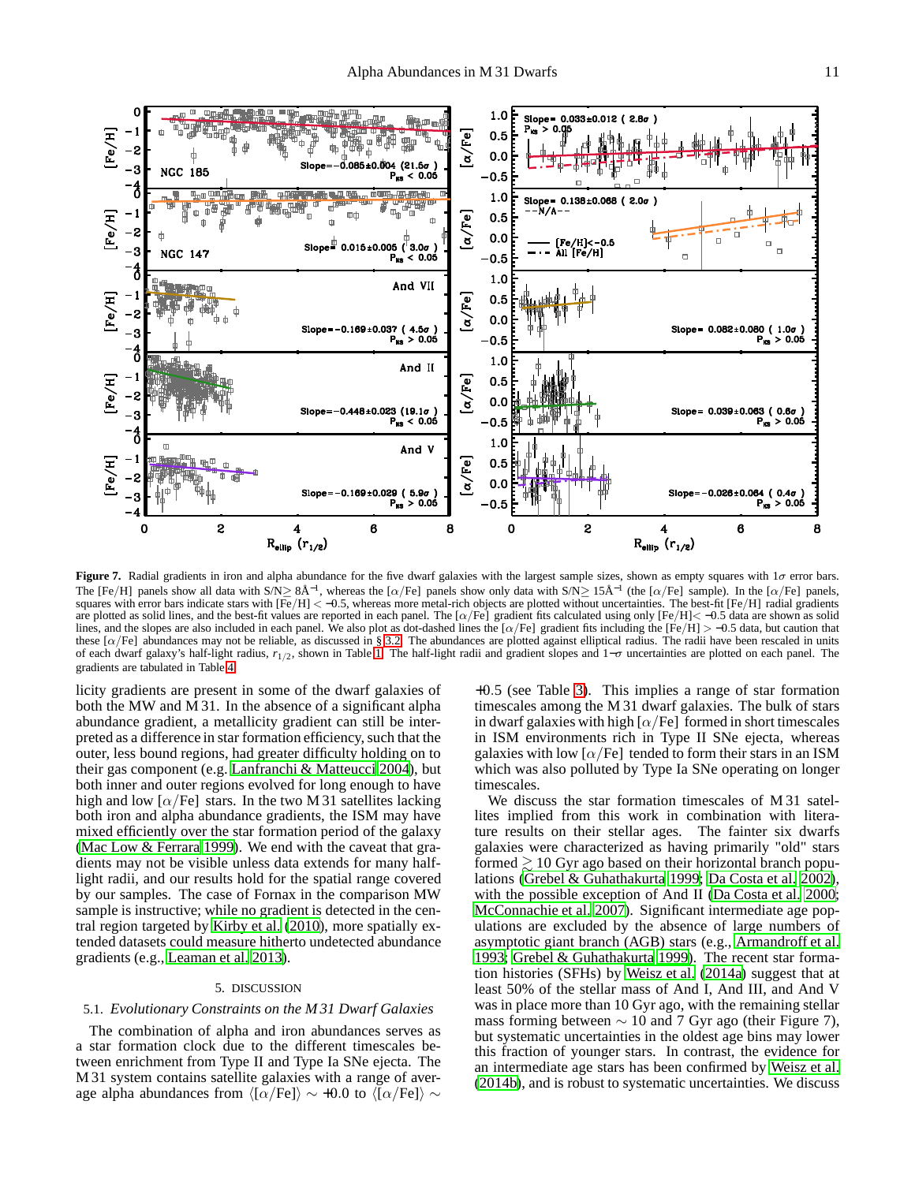**Figure 7.** Radial gradients in iron and alpha abundance for the five dwarf galaxies with the largest sample sizes, shown as empty squares with $1\sigma$ error bars. The [Fe/H] panels show all data with S/N$\geq 8$Å$^{-1}$, whereas the [$\alpha$/Fe] panels show only data with S/N$\geq 15$Å$^{-1}$ (the [$\alpha$/Fe] sample). In the [$\alpha$/Fe] panels, squares with error bars indicate stars with [Fe/H] $< -0.5$, whereas more metal-rich objects are plotted without uncertainties. The best-fit [Fe/H] radial gradients are plotted as solid lines, and the best-fit values are reported in each panel. The [$\alpha$/Fe] gradient fits calculated using only [Fe/H]$< -0.5$ data are shown as solid lines, and the slopes are also included in each panel. We also plot as dot-dashed lines the [$\alpha$/Fe] gradient fits including the [Fe/H] $> -0.5$ data, but caution that these [$\alpha$/Fe] abundances may not be reliable, as discussed in § 3.2. The abundances are plotted against elliptical radius. The radii have been rescaled in units of each dwarf galaxy's half-light radius, $r_{1/2}$, shown in Table 1. The half-light radii and gradient slopes and $1-\sigma$ uncertainties are plotted on each panel. The gradients are tabulated in Table 4.

licity gradients are present in some of the dwarf galaxies of both the MW and M 31. In the absence of a significant alpha abundance gradient, a metallicity gradient can still be interpreted as a difference in star formation efficiency, such that the outer, less bound regions, had greater difficulty holding on to their gas component (e.g. Lanfranchi & Matteucci 2004), but both inner and outer regions evolved for long enough to have high and low [$\alpha$/Fe] stars. In the two M 31 satellites lacking both iron and alpha abundance gradients, the ISM may have mixed efficiently over the star formation period of the galaxy (Mac Low & Ferrara 1999). We end with the caveat that gradients may not be visible unless data extends for many half-light radii, and our results hold for the spatial range covered by our samples. The case of Fornax in the comparison MW sample is instructive; while no gradient is detected in the central region targeted by Kirby et al. (2010), more spatially extended datasets could measure hitherto undetected abundance gradients (e.g., Leaman et al. 2013).

## 5. DISCUSSION

### 5.1. *Evolutionary Constraints on the M 31 Dwarf Galaxies*

The combination of alpha and iron abundances serves as a star formation clock due to the different timescales between enrichment from Type II and Type Ia SNe ejecta. The M 31 system contains satellite galaxies with a range of average alpha abundances from $\langle[\alpha/\mathrm{Fe}]\rangle \sim +0.0$ to $\langle[\alpha/\mathrm{Fe}]\rangle \sim +0.5$ (see Table 3). This implies a range of star formation timescales among the M 31 dwarf galaxies. The bulk of stars in dwarf galaxies with high [$\alpha$/Fe] formed in short timescales in ISM environments rich in Type II SNe ejecta, whereas galaxies with low [$\alpha$/Fe] tended to form their stars in an ISM which was also polluted by Type Ia SNe operating on longer timescales.

We discuss the star formation timescales of M 31 satellites implied from this work in combination with literature results on their stellar ages. The fainter six dwarfs galaxies were characterized as having primarily "old" stars formed $\gtrsim 10$ Gyr ago based on their horizontal branch populations (Grebel & Guhathakurta 1999; Da Costa et al. 2002), with the possible exception of And II (Da Costa et al. 2000; McConnachie et al. 2007). Significant intermediate age populations are excluded by the absence of large numbers of asymptotic giant branch (AGB) stars (e.g., Armandroff et al. 1993; Grebel & Guhathakurta 1999). The recent star formation histories (SFHs) by Weisz et al. (2014a) suggest that at least 50% of the stellar mass of And I, And III, and And V was in place more than 10 Gyr ago, with the remaining stellar mass forming between $\sim 10$ and 7 Gyr ago (their Figure 7), but systematic uncertainties in the oldest age bins may lower this fraction of younger stars. In contrast, the evidence for an intermediate age stars has been confirmed by Weisz et al. (2014b), and is robust to systematic uncertainties. We discuss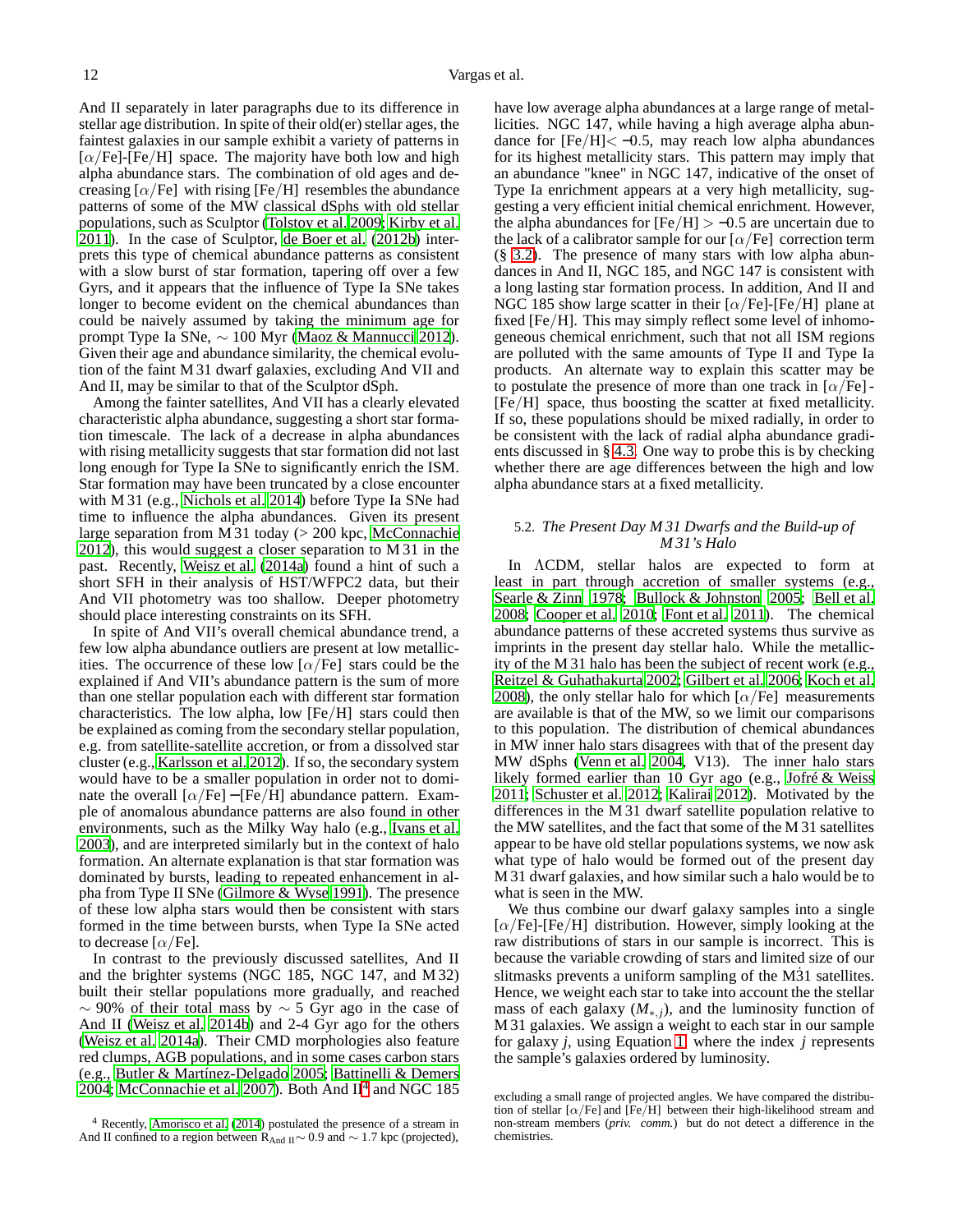And II separately in later paragraphs due to its difference in stellar age distribution. In spite of their old(er) stellar ages, the faintest galaxies in our sample exhibit a variety of patterns in [$\alpha$/Fe]-[Fe/H] space. The majority have both low and high alpha abundance stars. The combination of old ages and decreasing [$\alpha$/Fe] with rising [Fe/H] resembles the abundance patterns of some of the MW classical dSphs with old stellar populations, such as Sculptor (Tolstoy et al. 2009; Kirby et al. 2011). In the case of Sculptor, de Boer et al. (2012b) interprets this type of chemical abundance patterns as consistent with a slow burst of star formation, tapering off over a few Gyrs, and it appears that the influence of Type Ia SNe takes longer to become evident on the chemical abundances than could be naively assumed by taking the minimum age for prompt Type Ia SNe, $\sim$ 100 Myr (Maoz & Mannucci 2012). Given their age and abundance similarity, the chemical evolution of the faint M 31 dwarf galaxies, excluding And VII and And II, may be similar to that of the Sculptor dSph.

Among the fainter satellites, And VII has a clearly elevated characteristic alpha abundance, suggesting a short star formation timescale. The lack of a decrease in alpha abundances with rising metallicity suggests that star formation did not last long enough for Type Ia SNe to significantly enrich the ISM. Star formation may have been truncated by a close encounter with M 31 (e.g., Nichols et al. 2014) before Type Ia SNe had time to influence the alpha abundances. Given its present large separation from M 31 today (> 200 kpc, McConnachie 2012), this would suggest a closer separation to M 31 in the past. Recently, Weisz et al. (2014a) found a hint of such a short SFH in their analysis of HST/WFPC2 data, but their And VII photometry was too shallow. Deeper photometry should place interesting constraints on its SFH.

In spite of And VII's overall chemical abundance trend, a few low alpha abundance outliers are present at low metallicities. The occurrence of these low [$\alpha$/Fe] stars could be the explained if And VII's abundance pattern is the sum of more than one stellar population each with different star formation characteristics. The low alpha, low [Fe/H] stars could then be explained as coming from the secondary stellar population, e.g. from satellite-satellite accretion, or from a dissolved star cluster (e.g., Karlsson et al. 2012). If so, the secondary system would have to be a smaller population in order not to dominate the overall [$\alpha$/Fe] $-$[Fe/H] abundance pattern. Example of anomalous abundance patterns are also found in other environments, such as the Milky Way halo (e.g., Ivans et al. 2003), and are interpreted similarly but in the context of halo formation. An alternate explanation is that star formation was dominated by bursts, leading to repeated enhancement in alpha from Type II SNe (Gilmore & Wyse 1991). The presence of these low alpha stars would then be consistent with stars formed in the time between bursts, when Type Ia SNe acted to decrease [$\alpha$/Fe].

In contrast to the previously discussed satellites, And II and the brighter systems (NGC 185, NGC 147, and M 32) built their stellar populations more gradually, and reached $\sim$ 90% of their total mass by $\sim$ 5 Gyr ago in the case of And II (Weisz et al. 2014b) and 2-4 Gyr ago for the others (Weisz et al. 2014a). Their CMD morphologies also feature red clumps, AGB populations, and in some cases carbon stars (e.g., Butler & Martínez-Delgado 2005; Battinelli & Demers 2004; McConnachie et al. 2007). Both And II[4] and NGC 185 have low average alpha abundances at a large range of metallicities. NGC 147, while having a high average alpha abundance for [Fe/H]$< -0.5$, may reach low alpha abundances for its highest metallicity stars. This pattern may imply that an abundance "knee" in NGC 147, indicative of the onset of Type Ia enrichment appears at a very high metallicity, suggesting a very efficient initial chemical enrichment. However, the alpha abundances for [Fe/H] $> -0.5$ are uncertain due to the lack of a calibrator sample for our [$\alpha$/Fe] correction term (§ 3.2). The presence of many stars with low alpha abundances in And II, NGC 185, and NGC 147 is consistent with a long lasting star formation process. In addition, And II and NGC 185 show large scatter in their [$\alpha$/Fe]-[Fe/H] plane at fixed [Fe/H]. This may simply reflect some level of inhomogeneous chemical enrichment, such that not all ISM regions are polluted with the same amounts of Type II and Type Ia products. An alternate way to explain this scatter may be to postulate the presence of more than one track in [$\alpha$/Fe] - [Fe/H] space, thus boosting the scatter at fixed metallicity. If so, these populations should be mixed radially, in order to be consistent with the lack of radial alpha abundance gradients discussed in § 4.3. One way to probe this is by checking whether there are age differences between the high and low alpha abundance stars at a fixed metallicity.

### 5.2. *The Present Day M 31 Dwarfs and the Build-up of M 31's Halo*

In $\Lambda$CDM, stellar halos are expected to form at least in part through accretion of smaller systems (e.g., Searle & Zinn 1978; Bullock & Johnston 2005; Bell et al. 2008; Cooper et al. 2010; Font et al. 2011). The chemical abundance patterns of these accreted systems thus survive as imprints in the present day stellar halo. While the metallicity of the M 31 halo has been the subject of recent work (e.g., Reitzel & Guhathakurta 2002; Gilbert et al. 2006; Koch et al. 2008), the only stellar halo for which [$\alpha$/Fe] measurements are available is that of the MW, so we limit our comparisons to this population. The distribution of chemical abundances in MW inner halo stars disagrees with that of the present day MW dSphs (Venn et al. 2004, V13). The inner halo stars likely formed earlier than 10 Gyr ago (e.g., Jofré & Weiss 2011; Schuster et al. 2012; Kalirai 2012). Motivated by the differences in the M 31 dwarf satellite population relative to the MW satellites, and the fact that some of the M 31 satellites appear to be have old stellar populations systems, we now ask what type of halo would be formed out of the present day M 31 dwarf galaxies, and how similar such a halo would be to what is seen in the MW.

We thus combine our dwarf galaxy samples into a single [$\alpha$/Fe]-[Fe/H] distribution. However, simply looking at the raw distributions of stars in our sample is incorrect. This is because the variable crowding of stars and limited size of our slitmasks prevents a uniform sampling of the M31 satellites. Hence, we weight each star to take into account the the stellar mass of each galaxy ($M_{*,j}$), and the luminosity function of M 31 galaxies. We assign a weight to each star in our sample for galaxy $j$, using Equation 1, where the index $j$ represents the sample's galaxies ordered by luminosity.

[4] Recently, Amorisco et al. (2014) postulated the presence of a stream in And II confined to a region between $R_{\rm And\ II} \sim 0.9$ and $\sim 1.7$ kpc (projected), excluding a small range of projected angles. We have compared the distribution of stellar [$\alpha$/Fe] and [Fe/H] between their high-likelihood stream and non-stream members (*priv. comm.*) but do not detect a difference in the chemistries.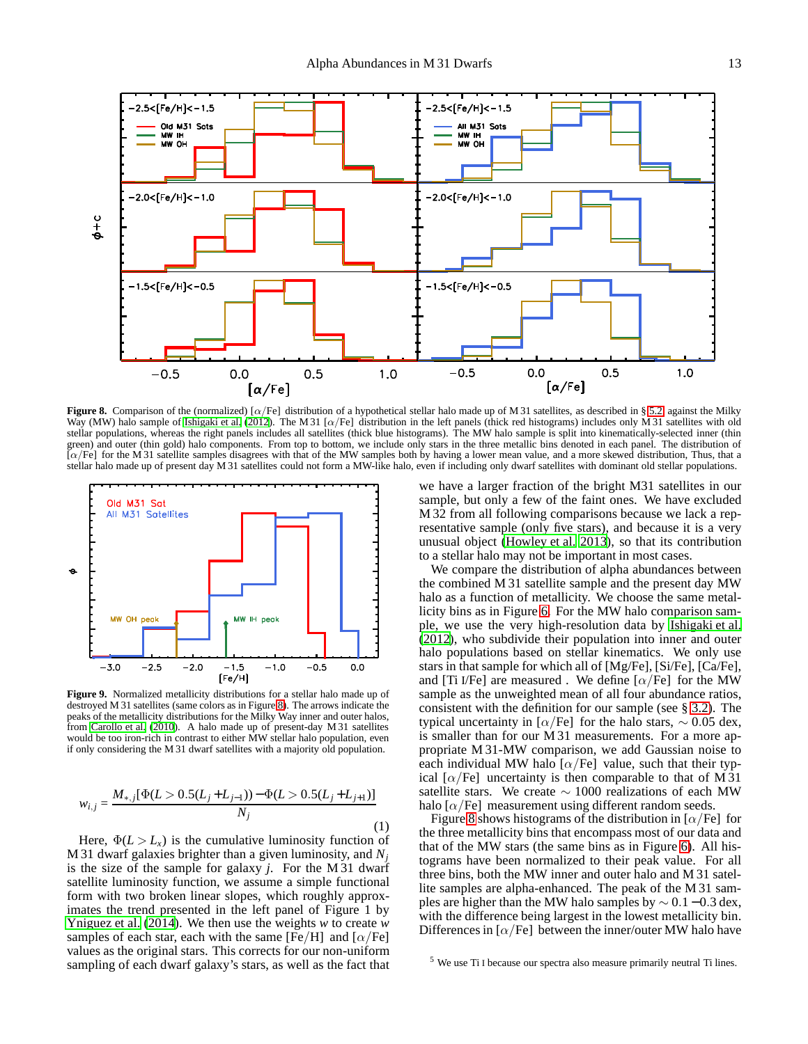**Figure 8.** Comparison of the (normalized) [$\alpha$/Fe] distribution of a hypothetical stellar halo made up of M 31 satellites, as described in § 5.2, against the Milky Way (MW) halo sample of Ishigaki et al. (2012). The M 31 [$\alpha$/Fe] distribution in the left panels (thick red histograms) includes only M 31 satellites with old stellar populations, whereas the right panels includes all satellites (thick blue histograms). The MW halo sample is split into kinematically-selected inner (thin green) and outer (thin gold) halo components. From top to bottom, we include only stars in the three metallic bins denoted in each panel. The distribution of [$\alpha$/Fe] for the M 31 satellite samples disagrees with that of the MW samples both by having a lower mean value, and a more skewed distribution, Thus, that a stellar halo made up of present day M 31 satellites could not form a MW-like halo, even if including only dwarf satellites with dominant old stellar populations.

**Figure 9.** Normalized metallicity distributions for a stellar halo made up of destroyed M 31 satellites (same colors as in Figure 8). The arrows indicate the peaks of the metallicity distributions for the Milky Way inner and outer halos, from Carollo et al. (2010). A halo made up of present-day M 31 satellites would be too iron-rich in contrast to either MW stellar halo population, even if only considering the M 31 dwarf satellites with a majority old population.

$$w_{i,j} = \frac{M_{*,j}[\Phi(L > 0.5(L_j + L_{j-1})) - \Phi(L > 0.5(L_j + L_{j+1})]}{N_j} \quad (1)$$

Here, $\Phi(L > L_x)$ is the cumulative luminosity function of M 31 dwarf galaxies brighter than a given luminosity, and $N_j$ is the size of the sample for galaxy $j$. For the M 31 dwarf satellite luminosity function, we assume a simple functional form with two broken linear slopes, which roughly approximates the trend presented in the left panel of Figure 1 by Yniguez et al. (2014). We then use the weights $w$ to create $w$ samples of each star, each with the same [Fe/H] and [$\alpha$/Fe] values as the original stars. This corrects for our non-uniform sampling of each dwarf galaxy's stars, as well as the fact that we have a larger fraction of the bright M31 satellites in our sample, but only a few of the faint ones. We have excluded M 32 from all following comparisons because we lack a representative sample (only five stars), and because it is a very unusual object (Howley et al. 2013), so that its contribution to a stellar halo may not be important in most cases.

We compare the distribution of alpha abundances between the combined M 31 satellite sample and the present day MW halo as a function of metallicity. We choose the same metallicity bins as in Figure 6. For the MW halo comparison sample, we use the very high-resolution data by Ishigaki et al. (2012), who subdivide their population into inner and outer halo populations based on stellar kinematics. We only use stars in that sample for which all of [Mg/Fe], [Si/Fe], [Ca/Fe], and [Ti I/Fe] are measured . We define [$\alpha$/Fe] for the MW sample as the unweighted mean of all four abundance ratios, consistent with the definition for our sample (see § 3.2). The typical uncertainty in [$\alpha$/Fe] for the halo stars, $\sim$ 0.05 dex, is smaller than for our M 31 measurements. For a more appropriate M 31-MW comparison, we add Gaussian noise to each individual MW halo [$\alpha$/Fe] value, such that their typical [$\alpha$/Fe] uncertainty is then comparable to that of M 31 satellite stars. We create $\sim$ 1000 realizations of each MW halo [$\alpha$/Fe] measurement using different random seeds.

Figure 8 shows histograms of the distribution in [$\alpha$/Fe] for the three metallicity bins that encompass most of our data and that of the MW stars (the same bins as in Figure 6). All histograms have been normalized to their peak value. For all three bins, both the MW inner and outer halo and M 31 satellite samples are alpha-enhanced. The peak of the M 31 samples are higher than the MW halo samples by $\sim 0.1-0.3$ dex, with the difference being largest in the lowest metallicity bin. Differences in [$\alpha$/Fe] between the inner/outer MW halo have

[5] We use Ti I because our spectra also measure primarily neutral Ti lines.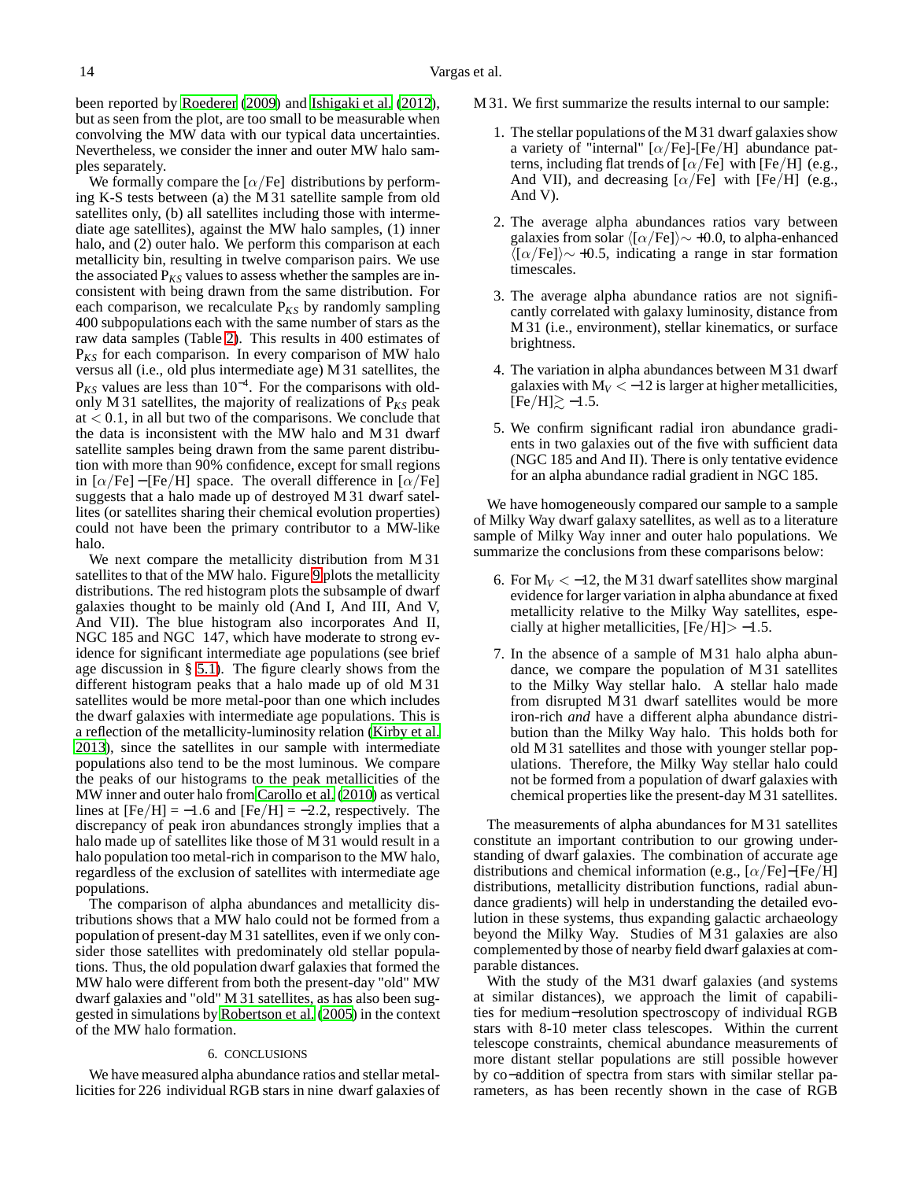been reported by Roederer (2009) and Ishigaki et al. (2012), but as seen from the plot, are too small to be measurable when convolving the MW data with our typical data uncertainties. Nevertheless, we consider the inner and outer MW halo samples separately.

We formally compare the [$\alpha$/Fe] distributions by performing K-S tests between (a) the M 31 satellite sample from old satellites only, (b) all satellites including those with intermediate age satellites), against the MW halo samples, (1) inner halo, and (2) outer halo. We perform this comparison at each metallicity bin, resulting in twelve comparison pairs. We use the associated $P_{KS}$ values to assess whether the samples are inconsistent with being drawn from the same distribution. For each comparison, we recalculate $P_{KS}$ by randomly sampling 400 subpopulations each with the same number of stars as the raw data samples (Table 2). This results in 400 estimates of $P_{KS}$ for each comparison. In every comparison of MW halo versus all (i.e., old plus intermediate age) M 31 satellites, the $P_{KS}$ values are less than $10^{-4}$. For the comparisons with old-only M 31 satellites, the majority of realizations of $P_{KS}$ peak at $< 0.1$, in all but two of the comparisons. We conclude that the data is inconsistent with the MW halo and M 31 dwarf satellite samples being drawn from the same parent distribution with more than 90% confidence, except for small regions in [$\alpha$/Fe] $-$[Fe/H] space. The overall difference in [$\alpha$/Fe] suggests that a halo made up of destroyed M 31 dwarf satellites (or satellites sharing their chemical evolution properties) could not have been the primary contributor to a MW-like halo.

We next compare the metallicity distribution from M 31 satellites to that of the MW halo. Figure 9 plots the metallicity distributions. The red histogram plots the subsample of dwarf galaxies thought to be mainly old (And I, And III, And V, And VII). The blue histogram also incorporates And II, NGC 185 and NGC 147, which have moderate to strong evidence for significant intermediate age populations (see brief age discussion in § 5.1). The figure clearly shows from the different histogram peaks that a halo made up of old M 31 satellites would be more metal-poor than one which includes the dwarf galaxies with intermediate age populations. This is a reflection of the metallicity-luminosity relation (Kirby et al. 2013), since the satellites in our sample with intermediate populations also tend to be the most luminous. We compare the peaks of our histograms to the peak metallicities of the MW inner and outer halo from Carollo et al. (2010) as vertical lines at [Fe/H] = $-1.6$ and [Fe/H] = $-2.2$, respectively. The discrepancy of peak iron abundances strongly implies that a halo made up of satellites like those of M 31 would result in a halo population too metal-rich in comparison to the MW halo, regardless of the exclusion of satellites with intermediate age populations.

The comparison of alpha abundances and metallicity distributions shows that a MW halo could not be formed from a population of present-day M 31 satellites, even if we only consider those satellites with predominately old stellar populations. Thus, the old population dwarf galaxies that formed the MW halo were different from both the present-day "old" MW dwarf galaxies and "old" M 31 satellites, as has also been suggested in simulations by Robertson et al. (2005) in the context of the MW halo formation.

## 6. CONCLUSIONS

We have measured alpha abundance ratios and stellar metallicities for 226 individual RGB stars in nine dwarf galaxies of M 31. We first summarize the results internal to our sample:

1. The stellar populations of the M 31 dwarf galaxies show a variety of "internal" [$\alpha$/Fe]-[Fe/H] abundance patterns, including flat trends of [$\alpha$/Fe] with [Fe/H] (e.g., And VII), and decreasing [$\alpha$/Fe] with [Fe/H] (e.g., And V).
2. The average alpha abundances ratios vary between galaxies from solar $\langle$[$\alpha$/Fe]$\rangle \sim +0.0$, to alpha-enhanced $\langle$[$\alpha$/Fe]$\rangle \sim +0.5$, indicating a range in star formation timescales.
3. The average alpha abundance ratios are not significantly correlated with galaxy luminosity, distance from M 31 (i.e., environment), stellar kinematics, or surface brightness.
4. The variation in alpha abundances between M 31 dwarf galaxies with $M_V < -12$ is larger at higher metallicities, [Fe/H]$\gtrsim -1.5$.
5. We confirm significant radial iron abundance gradients in two galaxies out of the five with sufficient data (NGC 185 and And II). There is only tentative evidence for an alpha abundance radial gradient in NGC 185.

We have homogeneously compared our sample to a sample of Milky Way dwarf galaxy satellites, as well as to a literature sample of Milky Way inner and outer halo populations. We summarize the conclusions from these comparisons below:

6. For $M_V < -12$, the M 31 dwarf satellites show marginal evidence for larger variation in alpha abundance at fixed metallicity relative to the Milky Way satellites, especially at higher metallicities, [Fe/H]$> -1.5$.
7. In the absence of a sample of M 31 halo alpha abundance, we compare the population of M 31 satellites to the Milky Way stellar halo. A stellar halo made from disrupted M 31 dwarf satellites would be more iron-rich *and* have a different alpha abundance distribution than the Milky Way halo. This holds both for old M 31 satellites and those with younger stellar populations. Therefore, the Milky Way stellar halo could not be formed from a population of dwarf galaxies with chemical properties like the present-day M 31 satellites.

The measurements of alpha abundances for M 31 satellites constitute an important contribution to our growing understanding of dwarf galaxies. The combination of accurate age distributions and chemical information (e.g., [$\alpha$/Fe]$-$[Fe/H] distributions, metallicity distribution functions, radial abundance gradients) will help in understanding the detailed evolution in these systems, thus expanding galactic archaeology beyond the Milky Way. Studies of M 31 galaxies are also complemented by those of nearby field dwarf galaxies at comparable distances.

With the study of the M31 dwarf galaxies (and systems at similar distances), we approach the limit of capabilities for medium$-$resolution spectroscopy of individual RGB stars with 8-10 meter class telescopes. Within the current telescope constraints, chemical abundance measurements of more distant stellar populations are still possible however by co$-$addition of spectra from stars with similar stellar parameters, as has been recently shown in the case of RGB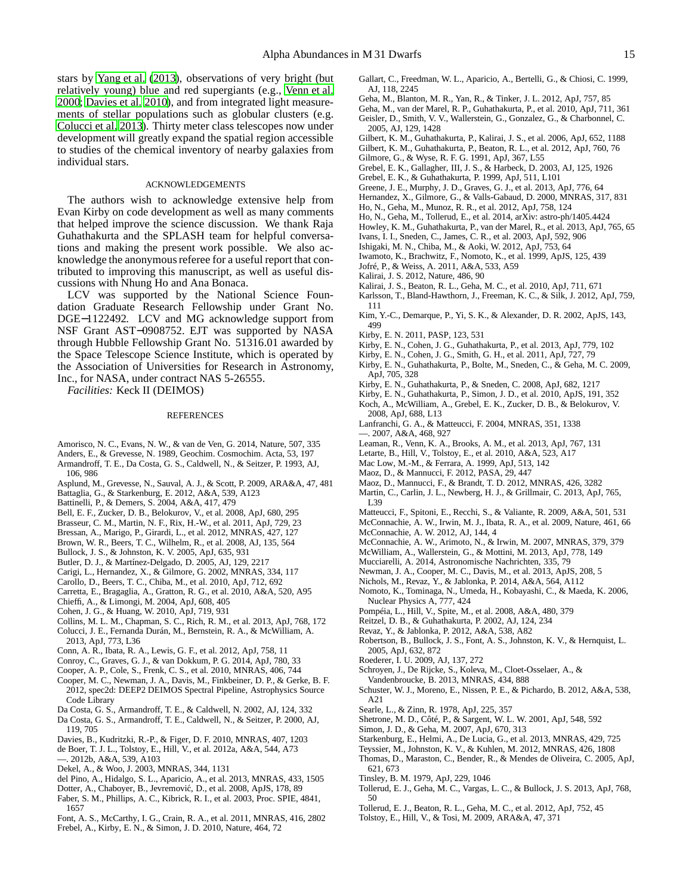stars by Yang et al. (2013), observations of very bright (but relatively young) blue and red supergiants (e.g., Venn et al. 2000; Davies et al. 2010), and from integrated light measurements of stellar populations such as globular clusters (e.g. Colucci et al. 2013). Thirty meter class telescopes now under development will greatly expand the spatial region accessible to studies of the chemical inventory of nearby galaxies from individual stars.

## ACKNOWLEDGEMENTS

The authors wish to acknowledge extensive help from Evan Kirby on code development as well as many comments that helped improve the science discussion. We thank Raja Guhathakurta and the SPLASH team for helpful conversations and making the present work possible. We also acknowledge the anonymous referee for a useful report that contributed to improving this manuscript, as well as useful discussions with Nhung Ho and Ana Bonaca.

LCV was supported by the National Science Foundation Graduate Research Fellowship under Grant No. DGE−1122492. LCV and MG acknowledge support from NSF Grant AST−0908752. EJT was supported by NASA through Hubble Fellowship Grant No. 51316.01 awarded by the Space Telescope Science Institute, which is operated by the Association of Universities for Research in Astronomy, Inc., for NASA, under contract NAS 5-26555.

*Facilities:* Keck II (DEIMOS)

## REFERENCES

Amorisco, N. C., Evans, N. W., & van de Ven, G. 2014, Nature, 507, 335
Anders, E., & Grevesse, N. 1989, Geochim. Cosmochim. Acta, 53, 197
Armandroff, T. E., Da Costa, G. S., Caldwell, N., & Seitzer, P. 1993, AJ, 106, 986
Asplund, M., Grevesse, N., Sauval, A. J., & Scott, P. 2009, ARA&A, 47, 481
Battaglia, G., & Starkenburg, E. 2012, A&A, 539, A123
Battinelli, P., & Demers, S. 2004, A&A, 417, 479
Bell, E. F., Zucker, D. B., Belokurov, V., et al. 2008, ApJ, 680, 295
Brasseur, C. M., Martin, N. F., Rix, H.-W., et al. 2011, ApJ, 729, 23
Bressan, A., Marigo, P., Girardi, L., et al. 2012, MNRAS, 427, 127
Brown, W. R., Beers, T. C., Wilhelm, R., et al. 2008, AJ, 135, 564
Bullock, J. S., & Johnston, K. V. 2005, ApJ, 635, 931
Butler, D. J., & Martínez-Delgado, D. 2005, AJ, 129, 2217
Carigi, L., Hernandez, X., & Gilmore, G. 2002, MNRAS, 334, 117
Carollo, D., Beers, T. C., Chiba, M., et al. 2010, ApJ, 712, 692
Carretta, E., Bragaglia, A., Gratton, R. G., et al. 2010, A&A, 520, A95
Chieffi, A., & Limongi, M. 2004, ApJ, 608, 405
Cohen, J. G., & Huang, W. 2010, ApJ, 719, 931
Collins, M. L. M., Chapman, S. C., Rich, R. M., et al. 2013, ApJ, 768, 172
Colucci, J. E., Fernanda Durán, M., Bernstein, R. A., & McWilliam, A. 2013, ApJ, 773, L36
Conn, A. R., Ibata, R. A., Lewis, G. F., et al. 2012, ApJ, 758, 11
Conroy, C., Graves, G. J., & van Dokkum, P. G. 2014, ApJ, 780, 33
Cooper, A. P., Cole, S., Frenk, C. S., et al. 2010, MNRAS, 406, 744
Cooper, M. C., Newman, J. A., Davis, M., Finkbeiner, D. P., & Gerke, B. F. 2012, spec2d: DEEP2 DEIMOS Spectral Pipeline, Astrophysics Source Code Library
Da Costa, G. S., Armandroff, T. E., & Caldwell, N. 2002, AJ, 124, 332
Da Costa, G. S., Armandroff, T. E., Caldwell, N., & Seitzer, P. 2000, AJ, 119, 705
Davies, B., Kudritzki, R.-P., & Figer, D. F. 2010, MNRAS, 407, 1203
de Boer, T. J. L., Tolstoy, E., Hill, V., et al. 2012a, A&A, 544, A73
—. 2012b, A&A, 539, A103
Dekel, A., & Woo, J. 2003, MNRAS, 344, 1131
del Pino, A., Hidalgo, S. L., Aparicio, A., et al. 2013, MNRAS, 433, 1505
Dotter, A., Chaboyer, B., Jevremović, D., et al. 2008, ApJS, 178, 89
Faber, S. M., Phillips, A. C., Kibrick, R. I., et al. 2003, Proc. SPIE, 4841, 1657
Font, A. S., McCarthy, I. G., Crain, R. A., et al. 2011, MNRAS, 416, 2802
Frebel, A., Kirby, E. N., & Simon, J. D. 2010, Nature, 464, 72
Gallart, C., Freedman, W. L., Aparicio, A., Bertelli, G., & Chiosi, C. 1999, AJ, 118, 2245
Geha, M., Blanton, M. R., Yan, R., & Tinker, J. L. 2012, ApJ, 757, 85
Geha, M., van der Marel, R. P., Guhathakurta, P., et al. 2010, ApJ, 711, 361
Geisler, D., Smith, V. V., Wallerstein, G., Gonzalez, G., & Charbonnel, C. 2005, AJ, 129, 1428
Gilbert, K. M., Guhathakurta, P., Kalirai, J. S., et al. 2006, ApJ, 652, 1188
Gilbert, K. M., Guhathakurta, P., Beaton, R. L., et al. 2012, ApJ, 760, 76
Gilmore, G., & Wyse, R. F. G. 1991, ApJ, 367, L55
Grebel, E. K., Gallagher, III, J. S., & Harbeck, D. 2003, AJ, 125, 1926
Grebel, E. K., & Guhathakurta, P. 1999, ApJ, 511, L101
Greene, J. E., Murphy, J. D., Graves, G. J., et al. 2013, ApJ, 776, 64
Hernandez, X., Gilmore, G., & Valls-Gabaud, D. 2000, MNRAS, 317, 831
Ho, N., Geha, M., Munoz, R. R., et al. 2012, ApJ, 758, 124
Ho, N., Geha, M., Tollerud, E., et al. 2014, arXiv: astro-ph/1405.4424
Howley, K. M., Guhathakurta, P., van der Marel, R., et al. 2013, ApJ, 765, 65
Ivans, I. I., Sneden, C., James, C. R., et al. 2003, ApJ, 592, 906
Ishigaki, M. N., Chiba, M., & Aoki, W. 2012, ApJ, 753, 64
Iwamoto, K., Brachwitz, F., Nomoto, K., et al. 1999, ApJS, 125, 439
Jofré, P., & Weiss, A. 2011, A&A, 533, A59
Kalirai, J. S. 2012, Nature, 486, 90
Kalirai, J. S., Beaton, R. L., Geha, M. C., et al. 2010, ApJ, 711, 671
Karlsson, T., Bland-Hawthorn, J., Freeman, K. C., & Silk, J. 2012, ApJ, 759, 111
Kim, Y.-C., Demarque, P., Yi, S. K., & Alexander, D. R. 2002, ApJS, 143, 499
Kirby, E. N. 2011, PASP, 123, 531
Kirby, E. N., Cohen, J. G., Guhathakurta, P., et al. 2013, ApJ, 779, 102
Kirby, E. N., Cohen, J. G., Smith, G. H., et al. 2011, ApJ, 727, 79
Kirby, E. N., Guhathakurta, P., Bolte, M., Sneden, C., & Geha, M. C. 2009, ApJ, 705, 328
Kirby, E. N., Guhathakurta, P., & Sneden, C. 2008, ApJ, 682, 1217
Kirby, E. N., Guhathakurta, P., Simon, J. D., et al. 2010, ApJS, 191, 352
Koch, A., McWilliam, A., Grebel, E. K., Zucker, D. B., & Belokurov, V. 2008, ApJ, 688, L13
Lanfranchi, G. A., & Matteucci, F. 2004, MNRAS, 351, 1338
—. 2007, A&A, 468, 927
Leaman, R., Venn, K. A., Brooks, A. M., et al. 2013, ApJ, 767, 131
Letarte, B., Hill, V., Tolstoy, E., et al. 2010, A&A, 523, A17
Mac Low, M.-M., & Ferrara, A. 1999, ApJ, 513, 142
Maoz, D., & Mannucci, F. 2012, PASA, 29, 447
Maoz, D., Mannucci, F., & Brandt, T. D. 2012, MNRAS, 426, 3282
Martin, C., Carlin, J. L., Newberg, H. J., & Grillmair, C. 2013, ApJ, 765, L39
Matteucci, F., Spitoni, E., Recchi, S., & Valiante, R. 2009, A&A, 501, 531
McConnachie, A. W., Irwin, M. J., Ibata, R. A., et al. 2009, Nature, 461, 66
McConnachie, A. W. 2012, AJ, 144, 4
McConnachie, A. W., Arimoto, N., & Irwin, M. 2007, MNRAS, 379, 379
McWilliam, A., Wallerstein, G., & Mottini, M. 2013, ApJ, 778, 149
Mucciarelli, A. 2014, Astronomische Nachrichten, 335, 79
Newman, J. A., Cooper, M. C., Davis, M., et al. 2013, ApJS, 208, 5
Nichols, M., Revaz, Y., & Jablonka, P. 2014, A&A, 564, A112
Nomoto, K., Tominaga, N., Umeda, H., Kobayashi, C., & Maeda, K. 2006, Nuclear Physics A, 777, 424
Pompéia, L., Hill, V., Spite, M., et al. 2008, A&A, 480, 379
Reitzel, D. B., & Guhathakurta, P. 2002, AJ, 124, 234
Revaz, Y., & Jablonka, P. 2012, A&A, 538, A82
Robertson, B., Bullock, J. S., Font, A. S., Johnston, K. V., & Hernquist, L. 2005, ApJ, 632, 872
Roederer, I. U. 2009, AJ, 137, 272
Schroyen, J., De Rijcke, S., Koleva, M., Cloet-Osselaer, A., & Vandenbroucke, B. 2013, MNRAS, 434, 888
Schuster, W. J., Moreno, E., Nissen, P. E., & Pichardo, B. 2012, A&A, 538, A21
Searle, L., & Zinn, R. 1978, ApJ, 225, 357
Shetrone, M. D., Côté, P., & Sargent, W. L. W. 2001, ApJ, 548, 592
Simon, J. D., & Geha, M. 2007, ApJ, 670, 313
Starkenburg, E., Helmi, A., De Lucia, G., et al. 2013, MNRAS, 429, 725
Teyssier, M., Johnston, K. V., & Kuhlen, M. 2012, MNRAS, 426, 1808
Thomas, D., Maraston, C., Bender, R., & Mendes de Oliveira, C. 2005, ApJ, 621, 673
Tinsley, B. M. 1979, ApJ, 229, 1046
Tollerud, E. J., Geha, M. C., Vargas, L. C., & Bullock, J. S. 2013, ApJ, 768, 50
Tollerud, E. J., Beaton, R. L., Geha, M. C., et al. 2012, ApJ, 752, 45
Tolstoy, E., Hill, V., & Tosi, M. 2009, ARA&A, 47, 371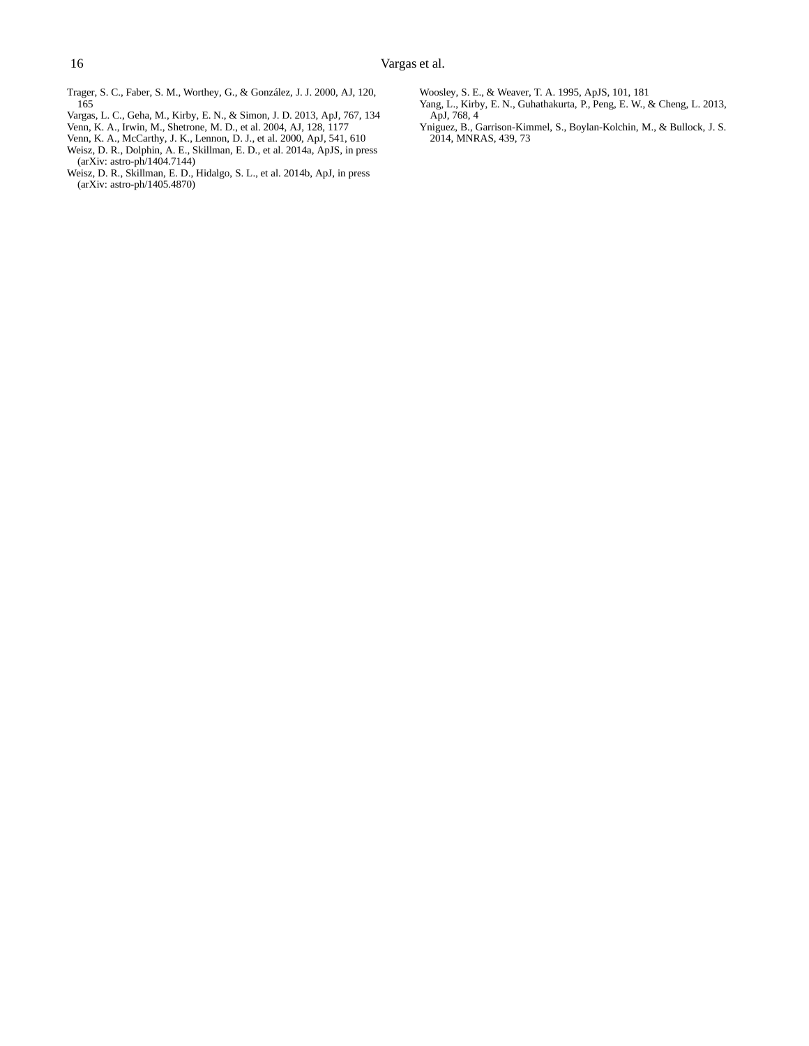Trager, S. C., Faber, S. M., Worthey, G., & González, J. J. 2000, AJ, 120, 165

Vargas, L. C., Geha, M., Kirby, E. N., & Simon, J. D. 2013, ApJ, 767, 134

Venn, K. A., Irwin, M., Shetrone, M. D., et al. 2004, AJ, 128, 1177

Venn, K. A., McCarthy, J. K., Lennon, D. J., et al. 2000, ApJ, 541, 610

Weisz, D. R., Dolphin, A. E., Skillman, E. D., et al. 2014a, ApJS, in press (arXiv: astro-ph/1404.7144)

Weisz, D. R., Skillman, E. D., Hidalgo, S. L., et al. 2014b, ApJ, in press (arXiv: astro-ph/1405.4870)

Woosley, S. E., & Weaver, T. A. 1995, ApJS, 101, 181

Yang, L., Kirby, E. N., Guhathakurta, P., Peng, E. W., & Cheng, L. 2013, ApJ, 768, 4

Yniguez, B., Garrison-Kimmel, S., Boylan-Kolchin, M., & Bullock, J. S. 2014, MNRAS, 439, 73